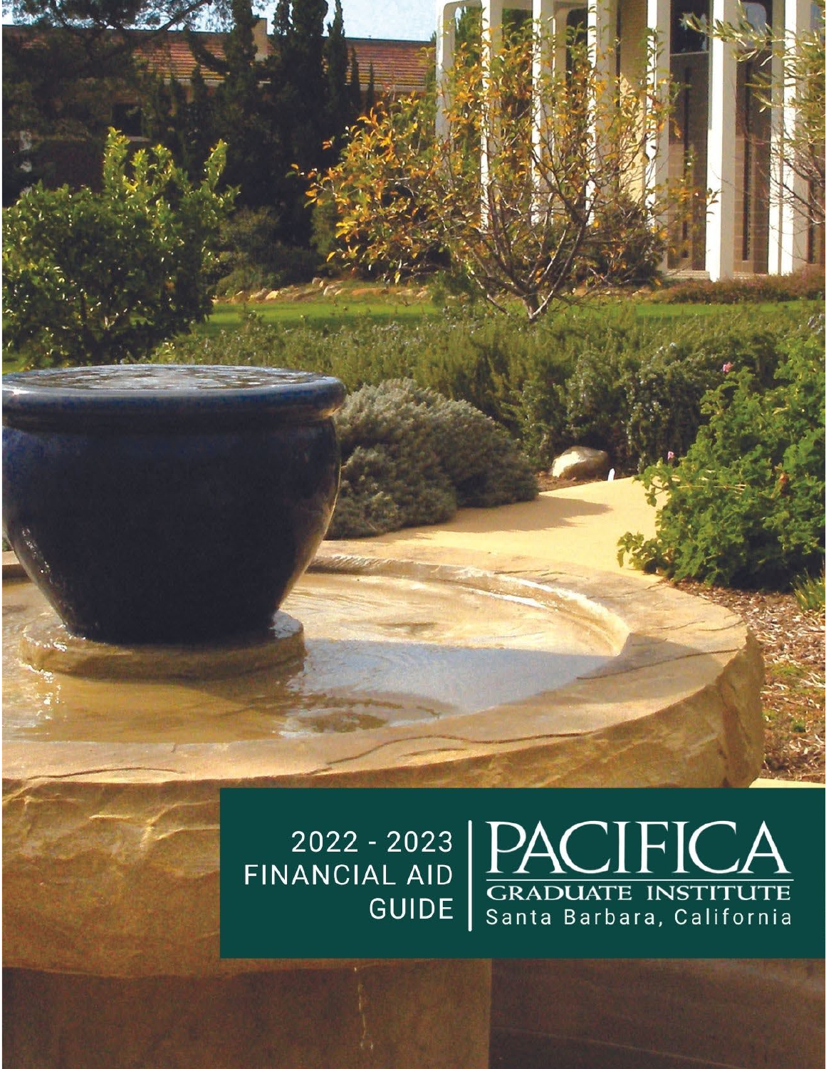# 2022 - 2023 FINANCIAL AID GUIDE

PACIFICA

GRADUATE INSTITUTE

Santa Barbara, California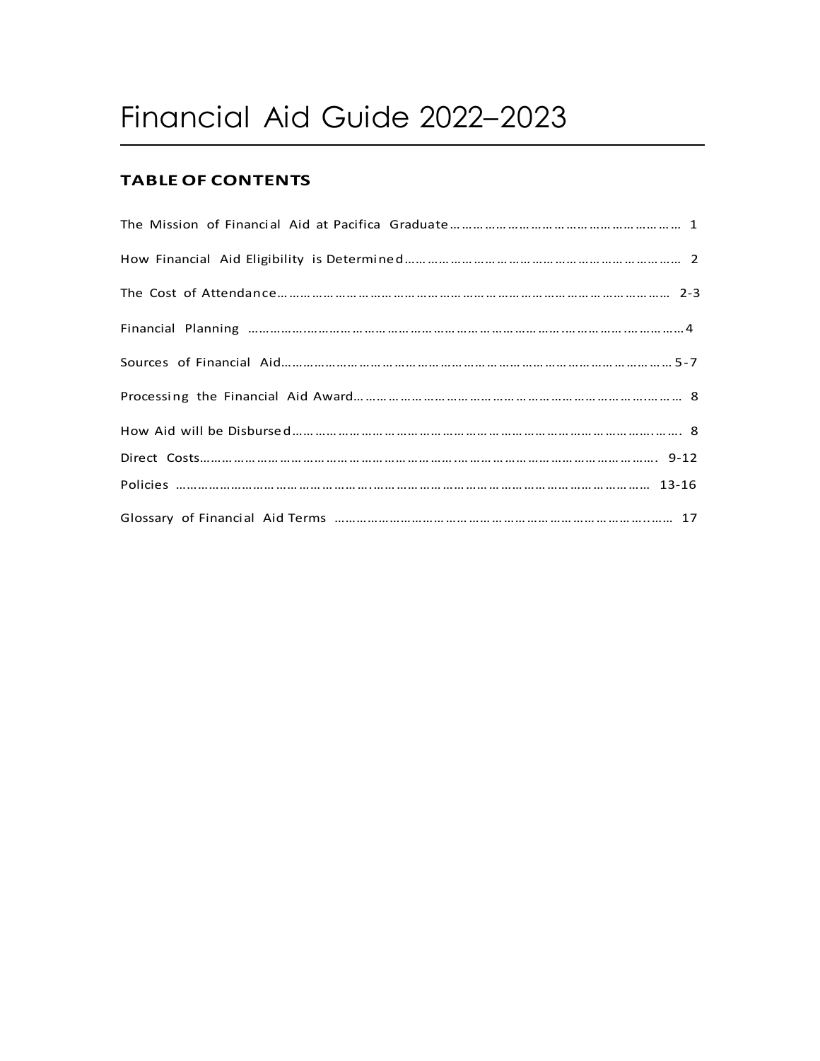# Financial Aid Guide 2022–2023

## TABLE OF CONTENTS

| Section | Page |
|---|---|
| The Mission of Financial Aid at Pacifica Graduate | 1 |
| How Financial Aid Eligibility is Determined | 2 |
| The Cost of Attendance | 2-3 |
| Financial Planning | 4 |
| Sources of Financial Aid | 5-7 |
| Processing the Financial Aid Award | 8 |
| How Aid will be Disbursed | 8 |
| Direct Costs | 9-12 |
| Policies | 13-16 |
| Glossary of Financial Aid Terms | 17 |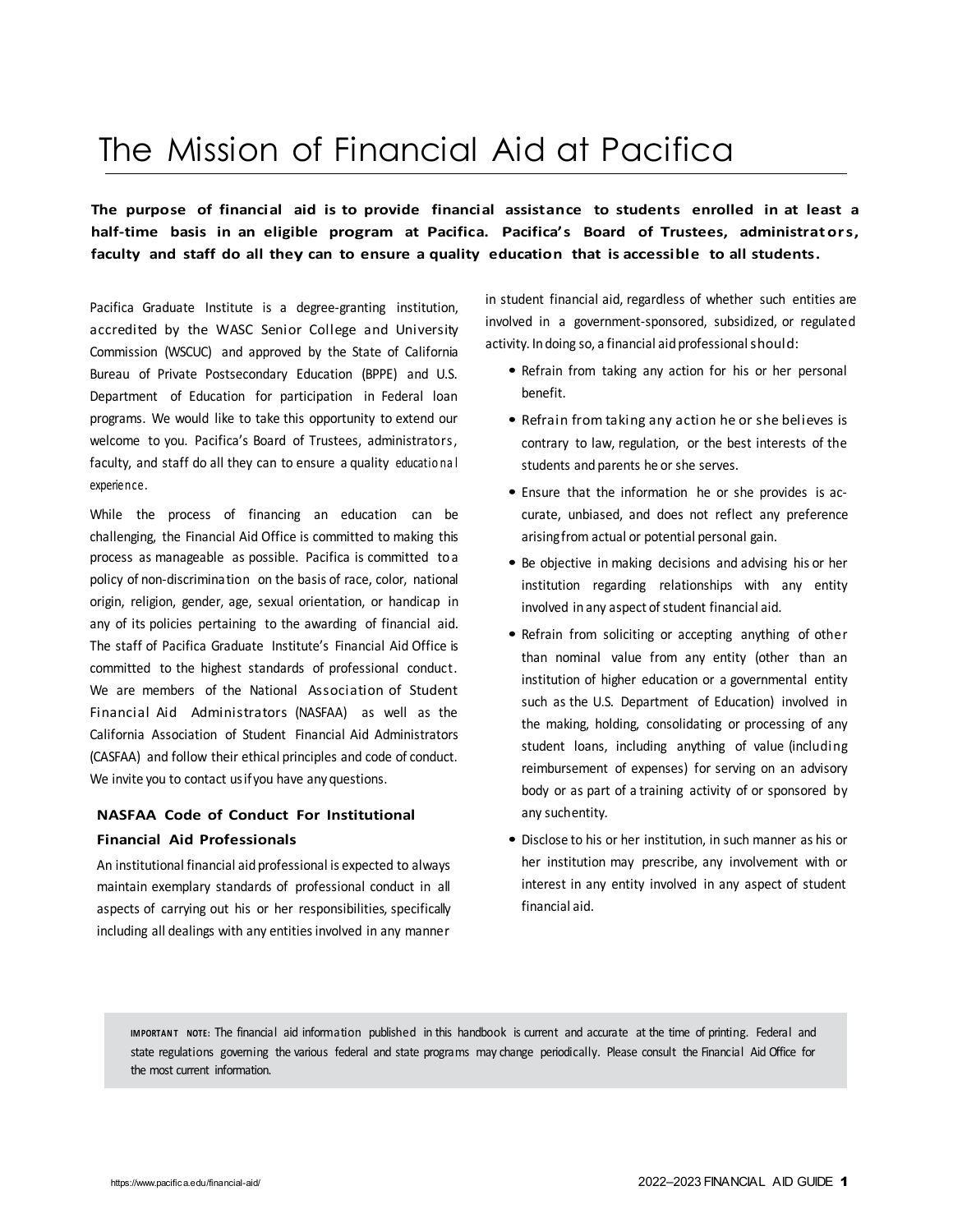# The Mission of Financial Aid at Pacifica

**The purpose of financial aid is to provide financial assistance to students enrolled in at least a half-time basis in an eligible program at Pacifica. Pacifica's Board of Trustees, administrators, faculty and staff do all they can to ensure a quality education that is accessible to all students.**

Pacifica Graduate Institute is a degree-granting institution, accredited by the WASC Senior College and University Commission (WSCUC) and approved by the State of California Bureau of Private Postsecondary Education (BPPE) and U.S. Department of Education for participation in Federal loan programs. We would like to take this opportunity to extend our welcome to you. Pacifica's Board of Trustees, administrators, faculty, and staff do all they can to ensure a quality educational experience.

While the process of financing an education can be challenging, the Financial Aid Office is committed to making this process as manageable as possible. Pacifica is committed to a policy of non-discrimination on the basis of race, color, national origin, religion, gender, age, sexual orientation, or handicap in any of its policies pertaining to the awarding of financial aid. The staff of Pacifica Graduate Institute's Financial Aid Office is committed to the highest standards of professional conduct. We are members of the National Association of Student Financial Aid Administrators (NASFAA) as well as the California Association of Student Financial Aid Administrators (CASFAA) and follow their ethical principles and code of conduct. We invite you to contact us if you have any questions.

### NASFAA Code of Conduct For Institutional Financial Aid Professionals

An institutional financial aid professional is expected to always maintain exemplary standards of professional conduct in all aspects of carrying out his or her responsibilities, specifically including all dealings with any entities involved in any manner in student financial aid, regardless of whether such entities are involved in a government-sponsored, subsidized, or regulated activity. In doing so, a financial aid professional should:

- Refrain from taking any action for his or her personal benefit.
- Refrain from taking any action he or she believes is contrary to law, regulation, or the best interests of the students and parents he or she serves.
- Ensure that the information he or she provides is accurate, unbiased, and does not reflect any preference arising from actual or potential personal gain.
- Be objective in making decisions and advising his or her institution regarding relationships with any entity involved in any aspect of student financial aid.
- Refrain from soliciting or accepting anything of other than nominal value from any entity (other than an institution of higher education or a governmental entity such as the U.S. Department of Education) involved in the making, holding, consolidating or processing of any student loans, including anything of value (including reimbursement of expenses) for serving on an advisory body or as part of a training activity of or sponsored by any such entity.
- Disclose to his or her institution, in such manner as his or her institution may prescribe, any involvement with or interest in any entity involved in any aspect of student financial aid.

**IMPORTANT NOTE:** The financial aid information published in this handbook is current and accurate at the time of printing. Federal and state regulations governing the various federal and state programs may change periodically. Please consult the Financial Aid Office for the most current information.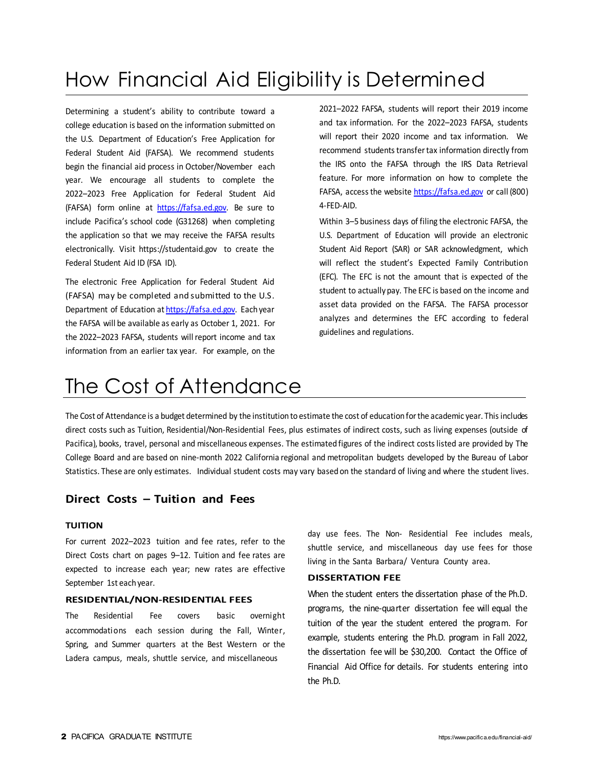# How Financial Aid Eligibility is Determined

Determining a student's ability to contribute toward a college education is based on the information submitted on the U.S. Department of Education's Free Application for Federal Student Aid (FAFSA). We recommend students begin the financial aid process in October/November each year. We encourage all students to complete the 2022–2023 Free Application for Federal Student Aid (FAFSA) form online at https://fafsa.ed.gov. Be sure to include Pacifica's school code (G31268) when completing the application so that we may receive the FAFSA results electronically. Visit https://studentaid.gov to create the Federal Student Aid ID (FSA ID).

The electronic Free Application for Federal Student Aid (FAFSA) may be completed and submitted to the U.S. Department of Education at https://fafsa.ed.gov. Each year the FAFSA will be available as early as October 1, 2021. For the 2022–2023 FAFSA, students will report income and tax information from an earlier tax year. For example, on the 2021–2022 FAFSA, students will report their 2019 income and tax information. For the 2022–2023 FAFSA, students will report their 2020 income and tax information. We recommend students transfer tax information directly from the IRS onto the FAFSA through the IRS Data Retrieval feature. For more information on how to complete the FAFSA, access the website https://fafsa.ed.gov or call (800) 4-FED-AID.

Within 3–5 business days of filing the electronic FAFSA, the U.S. Department of Education will provide an electronic Student Aid Report (SAR) or SAR acknowledgment, which will reflect the student's Expected Family Contribution (EFC). The EFC is not the amount that is expected of the student to actually pay. The EFC is based on the income and asset data provided on the FAFSA. The FAFSA processor analyzes and determines the EFC according to federal guidelines and regulations.

# The Cost of Attendance

The Cost of Attendance is a budget determined by the institution to estimate the cost of education for the academic year. This includes direct costs such as Tuition, Residential/Non-Residential Fees, plus estimates of indirect costs, such as living expenses (outside of Pacifica), books, travel, personal and miscellaneous expenses. The estimated figures of the indirect costs listed are provided by The College Board and are based on nine-month 2022 California regional and metropolitan budgets developed by the Bureau of Labor Statistics. These are only estimates. Individual student costs may vary based on the standard of living and where the student lives.

## Direct Costs – Tuition and Fees

### TUITION

For current 2022–2023 tuition and fee rates, refer to the Direct Costs chart on pages 9–12. Tuition and fee rates are expected to increase each year; new rates are effective September 1st each year.

### RESIDENTIAL/NON-RESIDENTIAL FEES

The Residential Fee covers basic overnight accommodations each session during the Fall, Winter, Spring, and Summer quarters at the Best Western or the Ladera campus, meals, shuttle service, and miscellaneous day use fees. The Non- Residential Fee includes meals, shuttle service, and miscellaneous day use fees for those living in the Santa Barbara/ Ventura County area.

### DISSERTATION FEE

When the student enters the dissertation phase of the Ph.D. programs, the nine-quarter dissertation fee will equal the tuition of the year the student entered the program. For example, students entering the Ph.D. program in Fall 2022, the dissertation fee will be $30,200. Contact the Office of Financial Aid Office for details. For students entering into the Ph.D.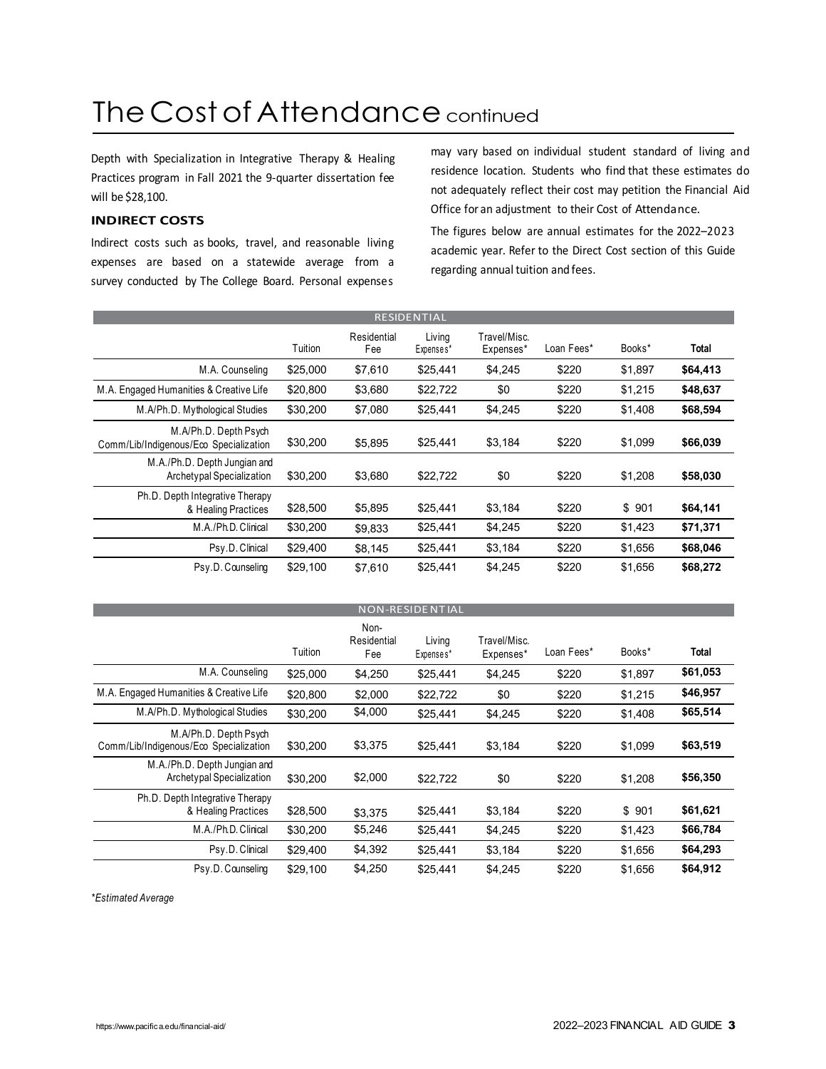# The Cost of Attendance continued

Depth with Specialization in Integrative Therapy & Healing Practices program in Fall 2021 the 9-quarter dissertation fee will be $28,100.

### INDIRECT COSTS

Indirect costs such as books, travel, and reasonable living expenses are based on a statewide average from a survey conducted by The College Board. Personal expenses may vary based on individual student standard of living and residence location. Students who find that these estimates do not adequately reflect their cost may petition the Financial Aid Office for an adjustment to their Cost of Attendance.

The figures below are annual estimates for the 2022–2023 academic year. Refer to the Direct Cost section of this Guide regarding annual tuition and fees.

| RESIDENTIAL | | | | | | | |
|---|---|---|---|---|---|---|---|
| | Tuition | Residential Fee | Living Expenses* | Travel/Misc. Expenses* | Loan Fees* | Books* | **Total** |
| M.A. Counseling | $25,000 | $7,610 | $25,441 | $4,245 | $220 | $1,897 | **$64,413** |
| M.A. Engaged Humanities & Creative Life | $20,800 | $3,680 | $22,722 | $0 | $220 | $1,215 | **$48,637** |
| M.A/Ph.D. Mythological Studies | $30,200 | $7,080 | $25,441 | $4,245 | $220 | $1,408 | **$68,594** |
| M.A/Ph.D. Depth Psych Comm/Lib/Indigenous/Eco Specialization | $30,200 | $5,895 | $25,441 | $3,184 | $220 | $1,099 | **$66,039** |
| M.A./Ph.D. Depth Jungian and Archetypal Specialization | $30,200 | $3,680 | $22,722 | $0 | $220 | $1,208 | **$58,030** |
| Ph.D. Depth Integrative Therapy & Healing Practices | $28,500 | $5,895 | $25,441 | $3,184 | $220 | $ 901 | **$64,141** |
| M.A./Ph.D. Clinical | $30,200 | $9,833 | $25,441 | $4,245 | $220 | $1,423 | **$71,371** |
| Psy.D. Clinical | $29,400 | $8,145 | $25,441 | $3,184 | $220 | $1,656 | **$68,046** |
| Psy.D. Counseling | $29,100 | $7,610 | $25,441 | $4,245 | $220 | $1,656 | **$68,272** |

| NON-RESIDENTIAL | | | | | | | |
|---|---|---|---|---|---|---|---|
| | Tuition | Non-Residential Fee | Living Expenses* | Travel/Misc. Expenses* | Loan Fees* | Books* | **Total** |
| M.A. Counseling | $25,000 | $4,250 | $25,441 | $4,245 | $220 | $1,897 | **$61,053** |
| M.A. Engaged Humanities & Creative Life | $20,800 | $2,000 | $22,722 | $0 | $220 | $1,215 | **$46,957** |
| M.A/Ph.D. Mythological Studies | $30,200 | $4,000 | $25,441 | $4,245 | $220 | $1,408 | **$65,514** |
| M.A/Ph.D. Depth Psych Comm/Lib/Indigenous/Eco Specialization | $30,200 | $3,375 | $25,441 | $3,184 | $220 | $1,099 | **$63,519** |
| M.A./Ph.D. Depth Jungian and Archetypal Specialization | $30,200 | $2,000 | $22,722 | $0 | $220 | $1,208 | **$56,350** |
| Ph.D. Depth Integrative Therapy & Healing Practices | $28,500 | $3,375 | $25,441 | $3,184 | $220 | $ 901 | **$61,621** |
| M.A./Ph.D. Clinical | $30,200 | $5,246 | $25,441 | $4,245 | $220 | $1,423 | **$66,784** |
| Psy.D. Clinical | $29,400 | $4,392 | $25,441 | $3,184 | $220 | $1,656 | **$64,293** |
| Psy.D. Counseling | $29,100 | $4,250 | $25,441 | $4,245 | $220 | $1,656 | **$64,912** |

*\*Estimated Average*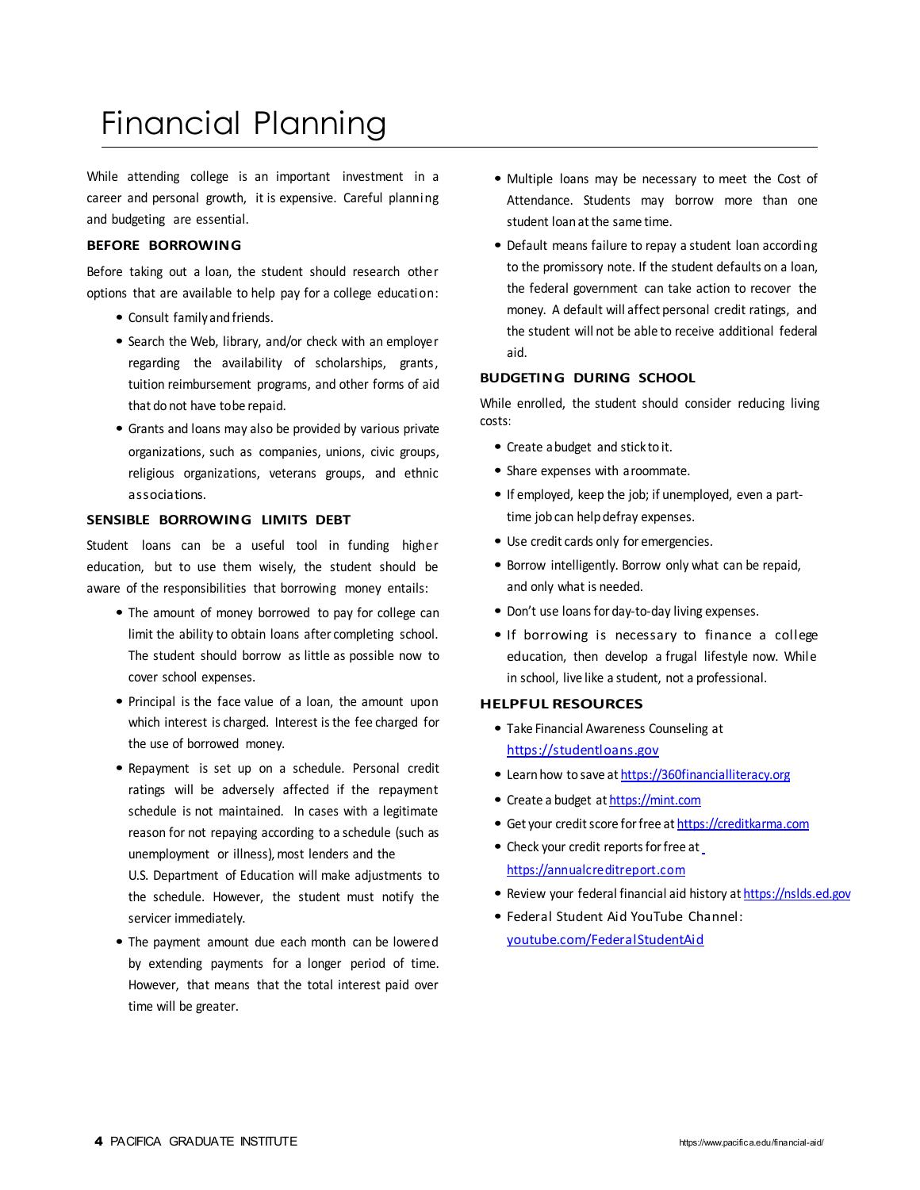# Financial Planning

While attending college is an important investment in a career and personal growth, it is expensive. Careful planning and budgeting are essential.

## BEFORE BORROWING

Before taking out a loan, the student should research other options that are available to help pay for a college education:

- Consult family and friends.
- Search the Web, library, and/or check with an employer regarding the availability of scholarships, grants, tuition reimbursement programs, and other forms of aid that do not have to be repaid.
- Grants and loans may also be provided by various private organizations, such as companies, unions, civic groups, religious organizations, veterans groups, and ethnic associations.

## SENSIBLE BORROWING LIMITS DEBT

Student loans can be a useful tool in funding higher education, but to use them wisely, the student should be aware of the responsibilities that borrowing money entails:

- The amount of money borrowed to pay for college can limit the ability to obtain loans after completing school. The student should borrow as little as possible now to cover school expenses.
- Principal is the face value of a loan, the amount upon which interest is charged. Interest is the fee charged for the use of borrowed money.
- Repayment is set up on a schedule. Personal credit ratings will be adversely affected if the repayment schedule is not maintained. In cases with a legitimate reason for not repaying according to a schedule (such as unemployment or illness), most lenders and the U.S. Department of Education will make adjustments to the schedule. However, the student must notify the servicer immediately.
- The payment amount due each month can be lowered by extending payments for a longer period of time. However, that means that the total interest paid over time will be greater.
- Multiple loans may be necessary to meet the Cost of Attendance. Students may borrow more than one student loan at the same time.
- Default means failure to repay a student loan according to the promissory note. If the student defaults on a loan, the federal government can take action to recover the money. A default will affect personal credit ratings, and the student will not be able to receive additional federal aid.

## BUDGETING DURING SCHOOL

While enrolled, the student should consider reducing living costs:

- Create a budget and stick to it.
- Share expenses with a roommate.
- If employed, keep the job; if unemployed, even a part-time job can help defray expenses.
- Use credit cards only for emergencies.
- Borrow intelligently. Borrow only what can be repaid, and only what is needed.
- Don't use loans for day-to-day living expenses.
- If borrowing is necessary to finance a college education, then develop a frugal lifestyle now. While in school, live like a student, not a professional.

## HELPFUL RESOURCES

- Take Financial Awareness Counseling at https://studentloans.gov
- Learn how to save at https://360financialliteracy.org
- Create a budget at https://mint.com
- Get your credit score for free at https://creditkarma.com
- Check your credit reports for free at https://annualcreditreport.com
- Review your federal financial aid history at https://nslds.ed.gov
- Federal Student Aid YouTube Channel: youtube.com/FederalStudentAid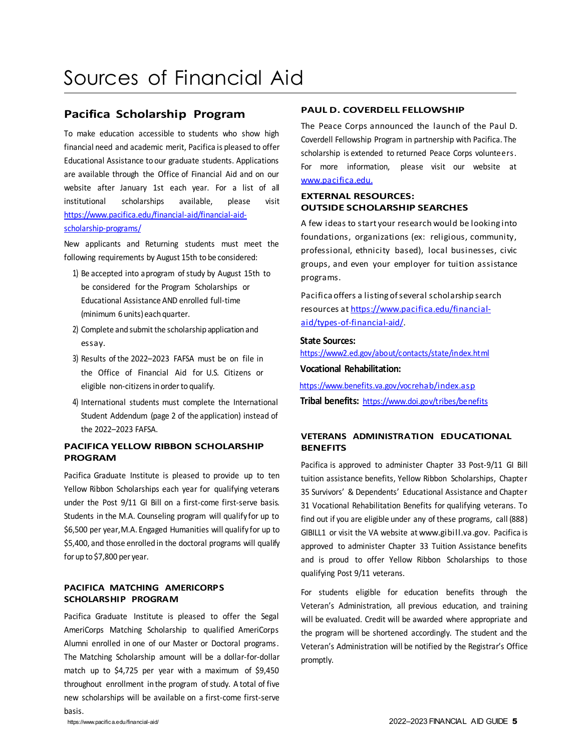# Sources of Financial Aid

## Pacifica Scholarship Program

To make education accessible to students who show high financial need and academic merit, Pacifica is pleased to offer Educational Assistance to our graduate students. Applications are available through the Office of Financial Aid and on our website after January 1st each year. For a list of all institutional scholarships available, please visit https://www.pacifica.edu/financial-aid/financial-aid-scholarship-programs/

New applicants and Returning students must meet the following requirements by August 15th to be considered:

1) Be accepted into a program of study by August 15th to be considered for the Program Scholarships or Educational Assistance AND enrolled full-time (minimum 6 units) each quarter.
2) Complete and submit the scholarship application and essay.
3) Results of the 2022–2023 FAFSA must be on file in the Office of Financial Aid for U.S. Citizens or eligible non-citizens in order to qualify.
4) International students must complete the International Student Addendum (page 2 of the application) instead of the 2022–2023 FAFSA.

### PACIFICA YELLOW RIBBON SCHOLARSHIP PROGRAM

Pacifica Graduate Institute is pleased to provide up to ten Yellow Ribbon Scholarships each year for qualifying veterans under the Post 9/11 GI Bill on a first-come first-serve basis. Students in the M.A. Counseling program will qualify for up to $6,500 per year, M.A. Engaged Humanities will qualify for up to $5,400, and those enrolled in the doctoral programs will qualify for up to $7,800 per year.

### PACIFICA MATCHING AMERICORPS SCHOLARSHIP PROGRAM

Pacifica Graduate Institute is pleased to offer the Segal AmeriCorps Matching Scholarship to qualified AmeriCorps Alumni enrolled in one of our Master or Doctoral programs. The Matching Scholarship amount will be a dollar-for-dollar match up to $4,725 per year with a maximum of $9,450 throughout enrollment in the program of study. A total of five new scholarships will be available on a first-come first-serve basis.

### PAUL D. COVERDELL FELLOWSHIP

The Peace Corps announced the launch of the Paul D. Coverdell Fellowship Program in partnership with Pacifica. The scholarship is extended to returned Peace Corps volunteers. For more information, please visit our website at www.pacifica.edu.

### EXTERNAL RESOURCES: OUTSIDE SCHOLARSHIP SEARCHES

A few ideas to start your research would be looking into foundations, organizations (ex: religious, community, professional, ethnicity based), local businesses, civic groups, and even your employer for tuition assistance programs.

Pacifica offers a listing of several scholarship search resources at https://www.pacifica.edu/financial-aid/types-of-financial-aid/.

**State Sources:**
https://www2.ed.gov/about/contacts/state/index.html

**Vocational Rehabilitation:**
https://www.benefits.va.gov/vocrehab/index.asp

**Tribal benefits:** https://www.doi.gov/tribes/benefits

### VETERANS ADMINISTRATION EDUCATIONAL BENEFITS

Pacifica is approved to administer Chapter 33 Post-9/11 GI Bill tuition assistance benefits, Yellow Ribbon Scholarships, Chapter 35 Survivors' & Dependents' Educational Assistance and Chapter 31 Vocational Rehabilitation Benefits for qualifying veterans. To find out if you are eligible under any of these programs, call (888) GIBILL1 or visit the VA website at www.gibill.va.gov. Pacifica is approved to administer Chapter 33 Tuition Assistance benefits and is proud to offer Yellow Ribbon Scholarships to those qualifying Post 9/11 veterans.

For students eligible for education benefits through the Veteran's Administration, all previous education, and training will be evaluated. Credit will be awarded where appropriate and the program will be shortened accordingly. The student and the Veteran's Administration will be notified by the Registrar's Office promptly.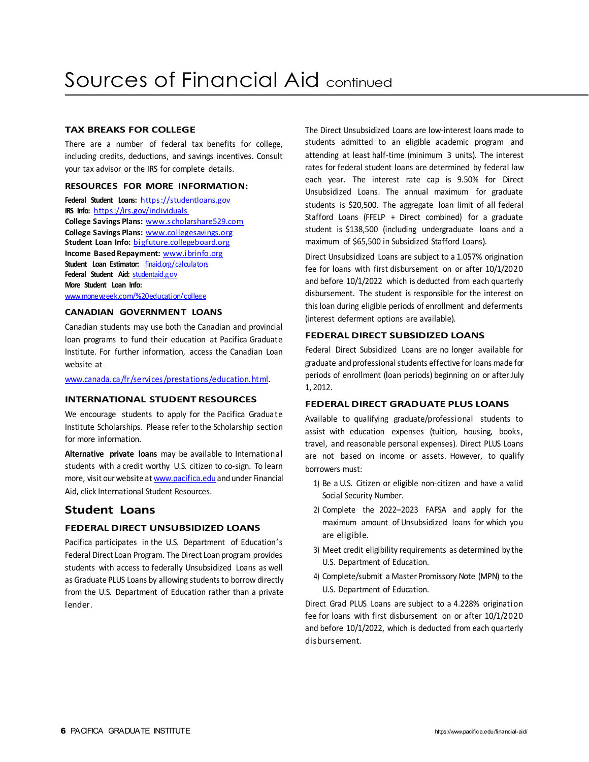# Sources of Financial Aid continued

### TAX BREAKS FOR COLLEGE

There are a number of federal tax benefits for college, including credits, deductions, and savings incentives. Consult your tax advisor or the IRS for complete details.

### RESOURCES FOR MORE INFORMATION:

**Federal Student Loans:** https://studentloans.gov
**IRS Info:** https://irs.gov/individuals
**College Savings Plans:** www.scholarshare529.com
**College Savings Plans:** www.collegesavings.org
**Student Loan Info:** bigfuture.collegeboard.org
**Income Based Repayment:** www.ibrinfo.org
**Student Loan Estimator:** finaid.org/calculators
**Federal Student Aid:** studentaid.gov
**More Student Loan Info:**
www.moneygeek.com/%20education/college

### CANADIAN GOVERNMENT LOANS

Canadian students may use both the Canadian and provincial loan programs to fund their education at Pacifica Graduate Institute. For further information, access the Canadian Loan website at

www.canada.ca/fr/services/prestations/education.html.

### INTERNATIONAL STUDENT RESOURCES

We encourage students to apply for the Pacifica Graduate Institute Scholarships. Please refer to the Scholarship section for more information.

**Alternative private loans** may be available to International students with a credit worthy U.S. citizen to co-sign. To learn more, visit our website at www.pacifica.edu and under Financial Aid, click International Student Resources.

## Student Loans

### FEDERAL DIRECT UNSUBSIDIZED LOANS

Pacifica participates in the U.S. Department of Education's Federal Direct Loan Program. The Direct Loan program provides students with access to federally Unsubsidized Loans as well as Graduate PLUS Loans by allowing students to borrow directly from the U.S. Department of Education rather than a private lender.

The Direct Unsubsidized Loans are low-interest loans made to students admitted to an eligible academic program and attending at least half-time (minimum 3 units). The interest rates for federal student loans are determined by federal law each year. The interest rate cap is 9.50% for Direct Unsubsidized Loans. The annual maximum for graduate students is $20,500. The aggregate loan limit of all federal Stafford Loans (FFELP + Direct combined) for a graduate student is $138,500 (including undergraduate loans and a maximum of $65,500 in Subsidized Stafford Loans).

Direct Unsubsidized Loans are subject to a 1.057% origination fee for loans with first disbursement on or after 10/1/2020 and before 10/1/2022 which is deducted from each quarterly disbursement. The student is responsible for the interest on this loan during eligible periods of enrollment and deferments (interest deferment options are available).

### FEDERAL DIRECT SUBSIDIZED LOANS

Federal Direct Subsidized Loans are no longer available for graduate and professional students effective for loans made for periods of enrollment (loan periods) beginning on or after July 1, 2012.

### FEDERAL DIRECT GRADUATE PLUS LOANS

Available to qualifying graduate/professional students to assist with education expenses (tuition, housing, books, travel, and reasonable personal expenses). Direct PLUS Loans are not based on income or assets. However, to qualify borrowers must:

1) Be a U.S. Citizen or eligible non-citizen and have a valid Social Security Number.
2) Complete the 2022–2023 FAFSA and apply for the maximum amount of Unsubsidized loans for which you are eligible.
3) Meet credit eligibility requirements as determined by the U.S. Department of Education.
4) Complete/submit a Master Promissory Note (MPN) to the U.S. Department of Education.

Direct Grad PLUS Loans are subject to a 4.228% origination fee for loans with first disbursement on or after 10/1/2020 and before 10/1/2022, which is deducted from each quarterly disbursement.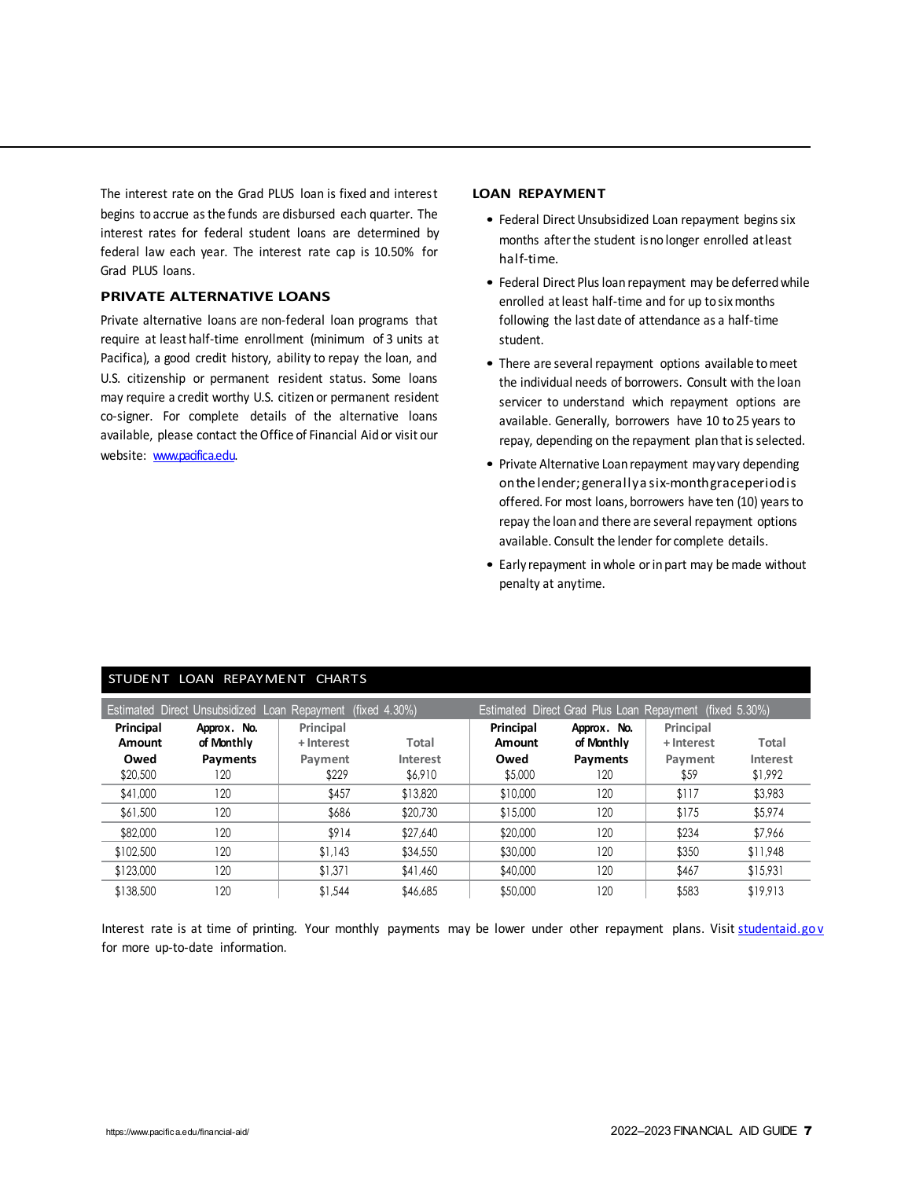The interest rate on the Grad PLUS loan is fixed and interest begins to accrue as the funds are disbursed each quarter. The interest rates for federal student loans are determined by federal law each year. The interest rate cap is 10.50% for Grad PLUS loans.

### PRIVATE ALTERNATIVE LOANS

Private alternative loans are non-federal loan programs that require at least half-time enrollment (minimum of 3 units at Pacifica), a good credit history, ability to repay the loan, and U.S. citizenship or permanent resident status. Some loans may require a credit worthy U.S. citizen or permanent resident co-signer. For complete details of the alternative loans available, please contact the Office of Financial Aid or visit our website: [www.pacifica.edu](http://www.pacifica.edu).

### LOAN REPAYMENT

- Federal Direct Unsubsidized Loan repayment begins six months after the student is no longer enrolled at least half-time.
- Federal Direct Plus loan repayment may be deferred while enrolled at least half-time and for up to six months following the last date of attendance as a half-time student.
- There are several repayment options available to meet the individual needs of borrowers. Consult with the loan servicer to understand which repayment options are available. Generally, borrowers have 10 to 25 years to repay, depending on the repayment plan that is selected.
- Private Alternative Loan repayment may vary depending on the lender; generally a six-month grace period is offered. For most loans, borrowers have ten (10) years to repay the loan and there are several repayment options available. Consult the lender for complete details.
- Early repayment in whole or in part may be made without penalty at anytime.

### STUDENT LOAN REPAYMENT CHARTS

| Estimated Direct Unsubsidized Loan Repayment (fixed 4.30%) | | | | Estimated Direct Grad Plus Loan Repayment (fixed 5.30%) | | | |
|---|---|---|---|---|---|---|---|
| **Principal Amount Owed** | **Approx. No. of Monthly Payments** | **Principal + Interest Payment** | **Total Interest** | **Principal Amount Owed** | **Approx. No. of Monthly Payments** | **Principal + Interest Payment** | **Total Interest** |
| $20,500 | 120 | $229 | $6,910 | $5,000 | 120 | $59 | $1,992 |
| $41,000 | 120 | $457 | $13,820 | $10,000 | 120 | $117 | $3,983 |
| $61,500 | 120 | $686 | $20,730 | $15,000 | 120 | $175 | $5,974 |
| $82,000 | 120 | $914 | $27,640 | $20,000 | 120 | $234 | $7,966 |
| $102,500 | 120 | $1,143 | $34,550 | $30,000 | 120 | $350 | $11,948 |
| $123,000 | 120 | $1,371 | $41,460 | $40,000 | 120 | $467 | $15,931 |
| $138,500 | 120 | $1,544 | $46,685 | $50,000 | 120 | $583 | $19,913 |

Interest rate is at time of printing. Your monthly payments may be lower under other repayment plans. Visit [studentaid.gov](https://studentaid.gov) for more up-to-date information.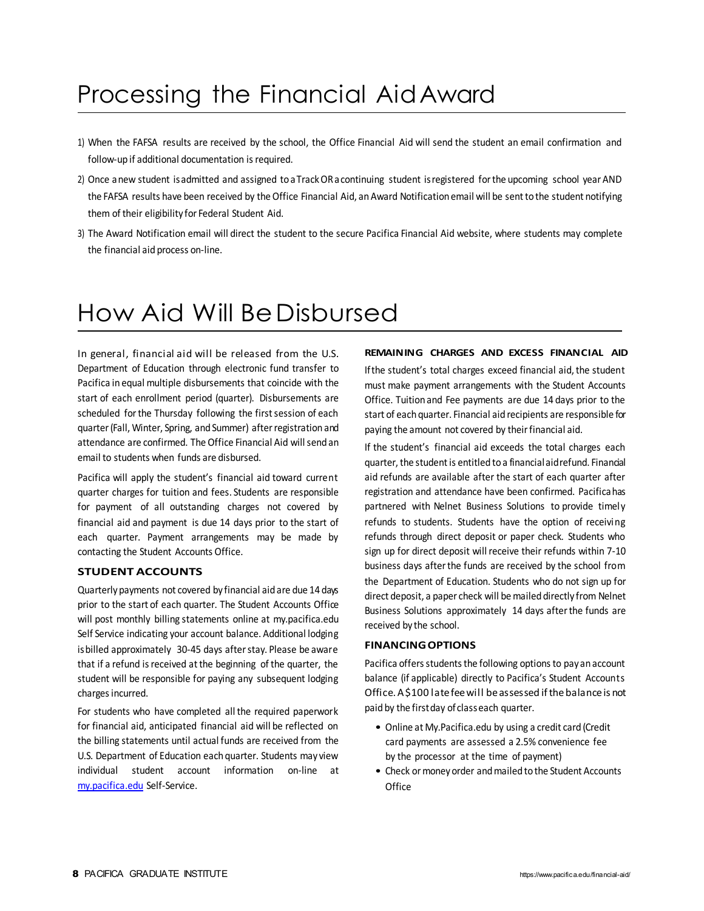# Processing the Financial Aid Award

1) When the FAFSA results are received by the school, the Office Financial Aid will send the student an email confirmation and follow-up if additional documentation is required.
2) Once a new student is admitted and assigned to a Track OR a continuing student is registered for the upcoming school year AND the FAFSA results have been received by the Office Financial Aid, an Award Notification email will be sent to the student notifying them of their eligibility for Federal Student Aid.
3) The Award Notification email will direct the student to the secure Pacifica Financial Aid website, where students may complete the financial aid process on-line.

# How Aid Will Be Disbursed

In general, financial aid will be released from the U.S. Department of Education through electronic fund transfer to Pacifica in equal multiple disbursements that coincide with the start of each enrollment period (quarter). Disbursements are scheduled for the Thursday following the first session of each quarter (Fall, Winter, Spring, and Summer) after registration and attendance are confirmed. The Office Financial Aid will send an email to students when funds are disbursed.

Pacifica will apply the student's financial aid toward current quarter charges for tuition and fees. Students are responsible for payment of all outstanding charges not covered by financial aid and payment is due 14 days prior to the start of each quarter. Payment arrangements may be made by contacting the Student Accounts Office.

### STUDENT ACCOUNTS

Quarterly payments not covered by financial aid are due 14 days prior to the start of each quarter. The Student Accounts Office will post monthly billing statements online at my.pacifica.edu Self Service indicating your account balance. Additional lodging is billed approximately 30-45 days after stay. Please be aware that if a refund is received at the beginning of the quarter, the student will be responsible for paying any subsequent lodging charges incurred.

For students who have completed all the required paperwork for financial aid, anticipated financial aid will be reflected on the billing statements until actual funds are received from the U.S. Department of Education each quarter. Students may view individual student account information on-line at my.pacifica.edu Self-Service.

### REMAINING CHARGES AND EXCESS FINANCIAL AID

If the student's total charges exceed financial aid, the student must make payment arrangements with the Student Accounts Office. Tuition and Fee payments are due 14 days prior to the start of each quarter. Financial aid recipients are responsible for paying the amount not covered by their financial aid.

If the student's financial aid exceeds the total charges each quarter, the student is entitled to a financial aid refund. Financial aid refunds are available after the start of each quarter after registration and attendance have been confirmed. Pacifica has partnered with Nelnet Business Solutions to provide timely refunds to students. Students have the option of receiving refunds through direct deposit or paper check. Students who sign up for direct deposit will receive their refunds within 7-10 business days after the funds are received by the school from the Department of Education. Students who do not sign up for direct deposit, a paper check will be mailed directly from Nelnet Business Solutions approximately 14 days after the funds are received by the school.

### FINANCING OPTIONS

Pacifica offers students the following options to pay an account balance (if applicable) directly to Pacifica's Student Accounts Office. A $100 late fee will be assessed if the balance is not paid by the first day of class each quarter.

- Online at My.Pacifica.edu by using a credit card (Credit card payments are assessed a 2.5% convenience fee by the processor at the time of payment)
- Check or money order and mailed to the Student Accounts Office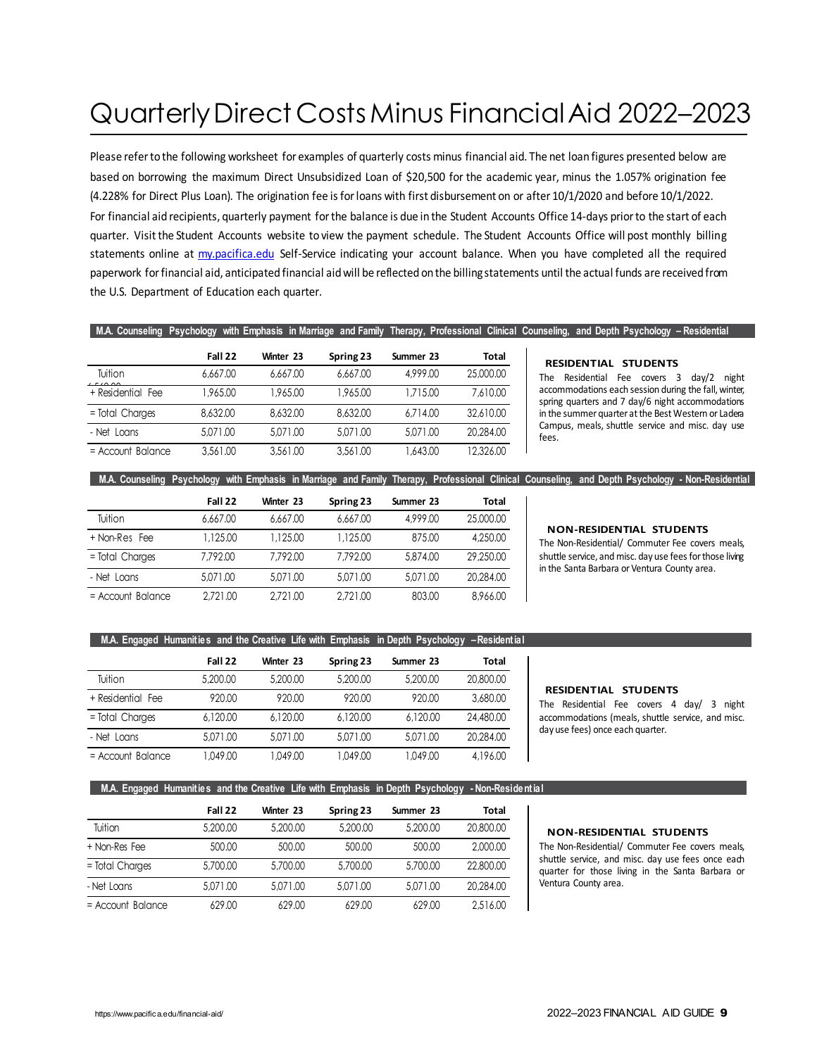# Quarterly Direct Costs Minus Financial Aid 2022–2023

Please refer to the following worksheet for examples of quarterly costs minus financial aid. The net loan figures presented below are based on borrowing the maximum Direct Unsubsidized Loan of $20,500 for the academic year, minus the 1.057% origination fee (4.228% for Direct Plus Loan). The origination fee is for loans with first disbursement on or after 10/1/2020 and before 10/1/2022. For financial aid recipients, quarterly payment for the balance is due in the Student Accounts Office 14-days prior to the start of each quarter. Visit the Student Accounts website to view the payment schedule. The Student Accounts Office will post monthly billing statements online at my.pacifica.edu Self-Service indicating your account balance. When you have completed all the required paperwork for financial aid, anticipated financial aid will be reflected on the billing statements until the actual funds are received from the U.S. Department of Education each quarter.

### M.A. Counseling Psychology with Emphasis in Marriage and Family Therapy, Professional Clinical Counseling, and Depth Psychology – Residential

| | Fall 22 | Winter 23 | Spring 23 | Summer 23 | Total |
|---|---|---|---|---|---|
| Tuition | 6,667.00 | 6,667.00 | 6,667.00 | 4,999.00 | 25,000.00 |
| + Residential Fee | 1,965.00 | 1,965.00 | 1,965.00 | 1,715.00 | 7,610.00 |
| = Total Charges | 8,632.00 | 8,632.00 | 8,632.00 | 6,714.00 | 32,610.00 |
| - Net Loans | 5,071.00 | 5,071.00 | 5,071.00 | 5,071.00 | 20,284.00 |
| = Account Balance | 3,561.00 | 3,561.00 | 3,561.00 | 1,643.00 | 12,326.00 |

**RESIDENTIAL STUDENTS**

The Residential Fee covers 3 day/2 night accommodations each session during the fall, winter, spring quarters and 7 day/6 night accommodations in the summer quarter at the Best Western or Ladera Campus, meals, shuttle service and misc. day use fees.

### M.A. Counseling Psychology with Emphasis in Marriage and Family Therapy, Professional Clinical Counseling, and Depth Psychology - Non-Residential

| | Fall 22 | Winter 23 | Spring 23 | Summer 23 | Total |
|---|---|---|---|---|---|
| Tuition | 6,667.00 | 6,667.00 | 6,667.00 | 4,999.00 | 25,000.00 |
| + Non-Res Fee | 1,125.00 | 1,125.00 | 1,125.00 | 875.00 | 4,250.00 |
| = Total Charges | 7,792.00 | 7,792.00 | 7,792.00 | 5,874.00 | 29,250.00 |
| - Net Loans | 5,071.00 | 5,071.00 | 5,071.00 | 5,071.00 | 20,284.00 |
| = Account Balance | 2,721.00 | 2,721.00 | 2,721.00 | 803.00 | 8,966.00 |

**NON-RESIDENTIAL STUDENTS**

The Non-Residential/ Commuter Fee covers meals, shuttle service, and misc. day use fees for those living in the Santa Barbara or Ventura County area.

### M.A. Engaged Humanities and the Creative Life with Emphasis in Depth Psychology – Residential

| | Fall 22 | Winter 23 | Spring 23 | Summer 23 | Total |
|---|---|---|---|---|---|
| Tuition | 5,200.00 | 5,200.00 | 5,200.00 | 5,200.00 | 20,800.00 |
| + Residential Fee | 920.00 | 920.00 | 920.00 | 920.00 | 3,680.00 |
| = Total Charges | 6,120.00 | 6,120.00 | 6,120.00 | 6,120.00 | 24,480.00 |
| - Net Loans | 5,071.00 | 5,071.00 | 5,071.00 | 5,071.00 | 20,284.00 |
| = Account Balance | 1,049.00 | 1,049.00 | 1,049.00 | 1,049.00 | 4,196.00 |

**RESIDENTIAL STUDENTS**

The Residential Fee covers 4 day/ 3 night accommodations (meals, shuttle service, and misc. day use fees) once each quarter.

### M.A. Engaged Humanities and the Creative Life with Emphasis in Depth Psychology - Non-Residential

| | Fall 22 | Winter 23 | Spring 23 | Summer 23 | Total |
|---|---|---|---|---|---|
| Tuition | 5,200.00 | 5,200.00 | 5,200.00 | 5,200.00 | 20,800.00 |
| + Non-Res Fee | 500.00 | 500.00 | 500.00 | 500.00 | 2,000.00 |
| = Total Charges | 5,700.00 | 5,700.00 | 5,700.00 | 5,700.00 | 22,800.00 |
| - Net Loans | 5,071.00 | 5,071.00 | 5,071.00 | 5,071.00 | 20,284.00 |
| = Account Balance | 629.00 | 629.00 | 629.00 | 629.00 | 2,516.00 |

**NON-RESIDENTIAL STUDENTS**

The Non-Residential/ Commuter Fee covers meals, shuttle service, and misc. day use fees once each quarter for those living in the Santa Barbara or Ventura County area.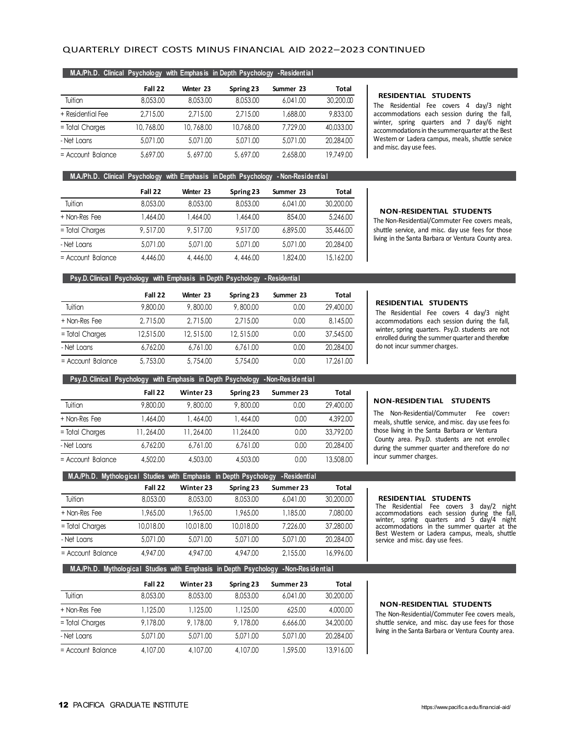# QUARTERLY DIRECT COSTS MINUS FINANCIAL AID 2022–2023 CONTINUED

## M.A./Ph.D. Clinical Psychology with Emphasis in Depth Psychology - Residential

| | Fall 22 | Winter 23 | Spring 23 | Summer 23 | Total |
|---|---|---|---|---|---|
| Tuition | 8,053.00 | 8,053.00 | 8,053.00 | 6,041.00 | 30,200.00 |
| + Residential Fee | 2,715.00 | 2,715.00 | 2,715.00 | 1,688.00 | 9,833.00 |
| = Total Charges | 10,768.00 | 10,768.00 | 10,768.00 | 7,729.00 | 40,033.00 |
| - Net Loans | 5,071.00 | 5,071.00 | 5,071.00 | 5,071.00 | 20,284.00 |
| = Account Balance | 5,697.00 | 5,697.00 | 5,697.00 | 2,658.00 | 19,749.00 |

**RESIDENTIAL STUDENTS**
The Residential Fee covers 4 day/3 night accommodations each session during the fall, winter, spring quarters and 7 day/6 night accommodations in the summer quarter at the Best Western or Ladera campus, meals, shuttle service and misc. day use fees.

## M.A./Ph.D. Clinical Psychology with Emphasis in Depth Psychology - Non-Residential

| | Fall 22 | Winter 23 | Spring 23 | Summer 23 | Total |
|---|---|---|---|---|---|
| Tuition | 8,053.00 | 8,053.00 | 8,053.00 | 6,041.00 | 30,200.00 |
| + Non-Res Fee | 1,464.00 | 1,464.00 | 1,464.00 | 854.00 | 5,246.00 |
| = Total Charges | 9,517.00 | 9,517.00 | 9,517.00 | 6,895.00 | 35,446.00 |
| - Net Loans | 5,071.00 | 5,071.00 | 5,071.00 | 5,071.00 | 20,284.00 |
| = Account Balance | 4,446.00 | 4,446.00 | 4,446.00 | 1,824.00 | 15,162.00 |

**NON-RESIDENTIAL STUDENTS**
The Non-Residential/Commuter Fee covers meals, shuttle service, and misc. day use fees for those living in the Santa Barbara or Ventura County area.

## Psy.D. Clinical Psychology with Emphasis in Depth Psychology - Residential

| | Fall 22 | Winter 23 | Spring 23 | Summer 23 | Total |
|---|---|---|---|---|---|
| Tuition | 9,800.00 | 9,800.00 | 9,800.00 | 0.00 | 29,400.00 |
| + Non-Res Fee | 2,715.00 | 2,715.00 | 2,715.00 | 0.00 | 8,145.00 |
| = Total Charges | 12,515.00 | 12,515.00 | 12,515.00 | 0.00 | 37,545.00 |
| - Net Loans | 6,762.00 | 6,761.00 | 6,761.00 | 0.00 | 20,284.00 |
| = Account Balance | 5,753.00 | 5,754.00 | 5,754.00 | 0.00 | 17,261.00 |

**RESIDENTIAL STUDENTS**
The Residential Fee covers 4 day/3 night accommodations each session during the fall, winter, spring quarters. Psy.D. students are not enrolled during the summer quarter and therefore do not incur summer charges.

## Psy.D. Clinical Psychology with Emphasis in Depth Psychology - Non-Residential

| | Fall 22 | Winter 23 | Spring 23 | Summer 23 | Total |
|---|---|---|---|---|---|
| Tuition | 9,800.00 | 9,800.00 | 9,800.00 | 0.00 | 29,400.00 |
| + Non-Res Fee | 1,464.00 | 1,464.00 | 1,464.00 | 0.00 | 4,392.00 |
| = Total Charges | 11,264.00 | 11,264.00 | 11,264.00 | 0.00 | 33,792.00 |
| - Net Loans | 6,762.00 | 6,761.00 | 6,761.00 | 0.00 | 20,284.00 |
| = Account Balance | 4,502.00 | 4,503.00 | 4,503.00 | 0.00 | 13,508.00 |

**NON-RESIDENTIAL STUDENTS**
The Non-Residential/Commuter Fee covers meals, shuttle service, and misc. day use fees for those living in the Santa Barbara or Ventura County area. Psy.D. students are not enrolled during the summer quarter and therefore do not incur summer charges.

## M.A./Ph.D. Mythological Studies with Emphasis in Depth Psychology - Residential

| | Fall 22 | Winter 23 | Spring 23 | Summer 23 | Total |
|---|---|---|---|---|---|
| Tuition | 8,053.00 | 8,053.00 | 8,053.00 | 6,041.00 | 30,200.00 |
| + Non-Res Fee | 1,965.00 | 1,965.00 | 1,965.00 | 1,185.00 | 7,080.00 |
| = Total Charges | 10,018.00 | 10,018.00 | 10,018.00 | 7,226.00 | 37,280.00 |
| - Net Loans | 5,071.00 | 5,071.00 | 5,071.00 | 5,071.00 | 20,284.00 |
| = Account Balance | 4,947.00 | 4,947.00 | 4,947.00 | 2,155.00 | 16,996.00 |

**RESIDENTIAL STUDENTS**
The Residential Fee covers 3 day/2 night accommodations each session during the fall, winter, spring quarters and 5 day/4 night accommodations in the summer quarter at the Best Western or Ladera campus, meals, shuttle service and misc. day use fees.

## M.A./Ph.D. Mythological Studies with Emphasis in Depth Psychology - Non-Residential

| | Fall 22 | Winter 23 | Spring 23 | Summer 23 | Total |
|---|---|---|---|---|---|
| Tuition | 8,053.00 | 8,053.00 | 8,053.00 | 6,041.00 | 30,200.00 |
| + Non-Res Fee | 1,125.00 | 1,125.00 | 1,125.00 | 625.00 | 4,000.00 |
| = Total Charges | 9,178.00 | 9,178.00 | 9,178.00 | 6,666.00 | 34,200.00 |
| - Net Loans | 5,071.00 | 5,071.00 | 5,071.00 | 5,071.00 | 20,284.00 |
| = Account Balance | 4,107.00 | 4,107.00 | 4,107.00 | 1,595.00 | 13,916.00 |

**NON-RESIDENTIAL STUDENTS**
The Non-Residential/Commuter Fee covers meals, shuttle service, and misc. day use fees for those living in the Santa Barbara or Ventura County area.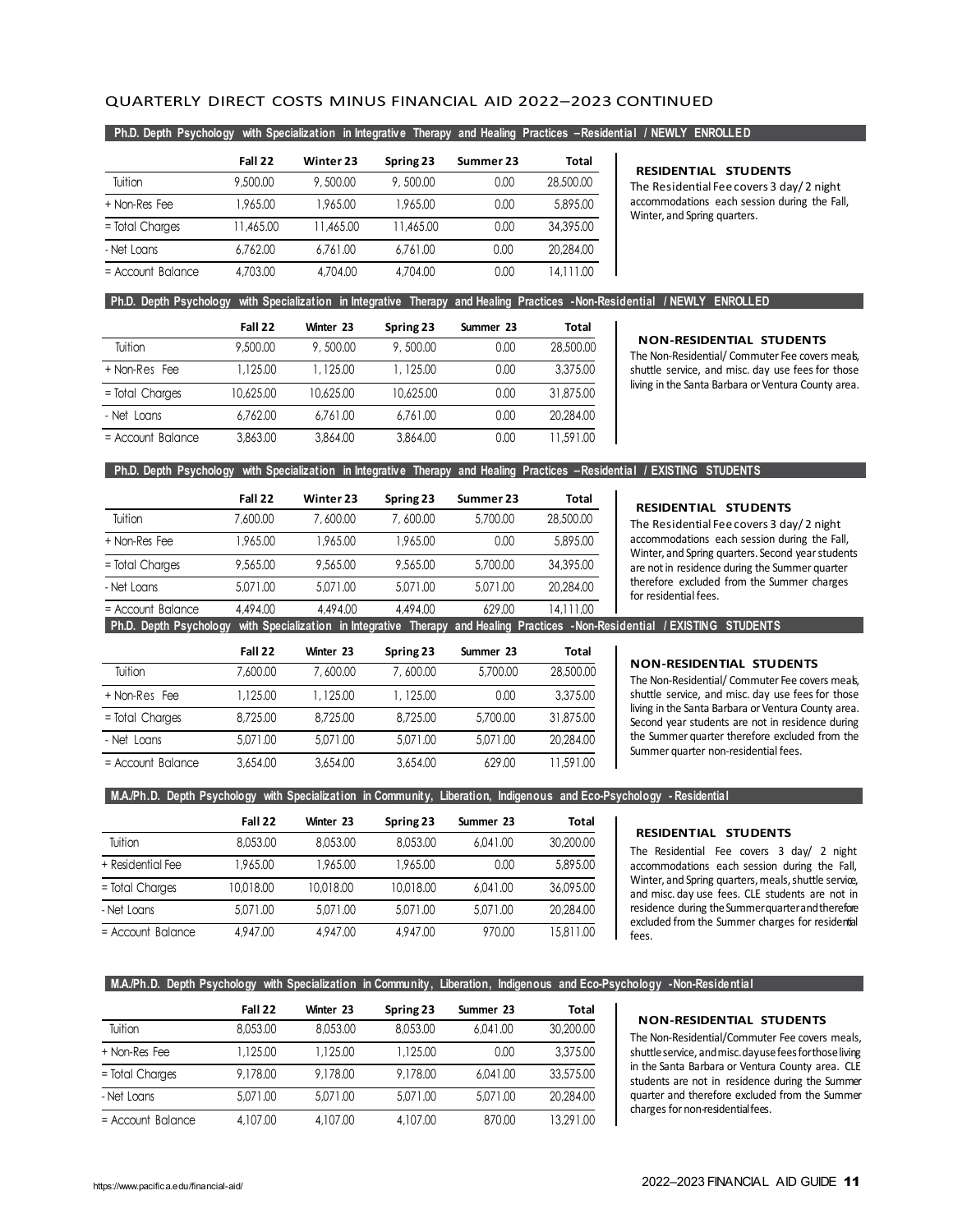## QUARTERLY DIRECT COSTS MINUS FINANCIAL AID 2022–2023 CONTINUED

### Ph.D. Depth Psychology with Specialization in Integrative Therapy and Healing Practices – Residential / NEWLY ENROLLED

| | Fall 22 | Winter 23 | Spring 23 | Summer 23 | Total |
|---|---|---|---|---|---|
| Tuition | 9,500.00 | 9, 500.00 | 9, 500.00 | 0.00 | 28,500.00 |
| + Non-Res Fee | 1,965.00 | 1,965.00 | 1,965.00 | 0.00 | 5,895.00 |
| = Total Charges | 11,465.00 | 11,465.00 | 11,465.00 | 0.00 | 34,395.00 |
| - Net Loans | 6,762.00 | 6,761.00 | 6,761.00 | 0.00 | 20,284.00 |
| = Account Balance | 4,703.00 | 4,704.00 | 4,704.00 | 0.00 | 14,111.00 |

**RESIDENTIAL STUDENTS**
The Residential Fee covers 3 day/ 2 night accommodations each session during the Fall, Winter, and Spring quarters.

### Ph.D. Depth Psychology with Specialization in Integrative Therapy and Healing Practices - Non-Residential / NEWLY ENROLLED

| | Fall 22 | Winter 23 | Spring 23 | Summer 23 | Total |
|---|---|---|---|---|---|
| Tuition | 9,500.00 | 9, 500.00 | 9, 500.00 | 0.00 | 28,500.00 |
| + Non-Res Fee | 1,125.00 | 1, 125.00 | 1, 125.00 | 0.00 | 3,375.00 |
| = Total Charges | 10,625.00 | 10,625.00 | 10,625.00 | 0.00 | 31,875.00 |
| - Net Loans | 6,762.00 | 6,761.00 | 6,761.00 | 0.00 | 20,284.00 |
| = Account Balance | 3,863.00 | 3,864.00 | 3,864.00 | 0.00 | 11,591.00 |

**NON-RESIDENTIAL STUDENTS**
The Non-Residential/ Commuter Fee covers meals, shuttle service, and misc. day use fees for those living in the Santa Barbara or Ventura County area.

### Ph.D. Depth Psychology with Specialization in Integrative Therapy and Healing Practices – Residential / EXISTING STUDENTS

| | Fall 22 | Winter 23 | Spring 23 | Summer 23 | Total |
|---|---|---|---|---|---|
| Tuition | 7,600.00 | 7, 600.00 | 7, 600.00 | 5,700.00 | 28,500.00 |
| + Non-Res Fee | 1,965.00 | 1,965.00 | 1,965.00 | 0.00 | 5,895.00 |
| = Total Charges | 9,565.00 | 9,565.00 | 9,565.00 | 5,700.00 | 34,395.00 |
| - Net Loans | 5,071.00 | 5,071.00 | 5,071.00 | 5,071.00 | 20,284.00 |
| = Account Balance | 4,494.00 | 4,494.00 | 4,494.00 | 629.00 | 14,111.00 |

**RESIDENTIAL STUDENTS**
The Residential Fee covers 3 day/ 2 night accommodations each session during the Fall, Winter, and Spring quarters. Second year students are not in residence during the Summer quarter therefore excluded from the Summer charges for residential fees.

### Ph.D. Depth Psychology with Specialization in Integrative Therapy and Healing Practices - Non-Residential / EXISTING STUDENTS

| | Fall 22 | Winter 23 | Spring 23 | Summer 23 | Total |
|---|---|---|---|---|---|
| Tuition | 7,600.00 | 7, 600.00 | 7, 600.00 | 5,700.00 | 28,500.00 |
| + Non-Res Fee | 1,125.00 | 1, 125.00 | 1, 125.00 | 0.00 | 3,375.00 |
| = Total Charges | 8,725.00 | 8,725.00 | 8,725.00 | 5,700.00 | 31,875.00 |
| - Net Loans | 5,071.00 | 5,071.00 | 5,071.00 | 5,071.00 | 20,284.00 |
| = Account Balance | 3,654.00 | 3,654.00 | 3,654.00 | 629.00 | 11,591.00 |

**NON-RESIDENTIAL STUDENTS**
The Non-Residential/ Commuter Fee covers meals, shuttle service, and misc. day use fees for those living in the Santa Barbara or Ventura County area. Second year students are not in residence during the Summer quarter therefore excluded from the Summer quarter non-residential fees.

### M.A./Ph.D. Depth Psychology with Specialization in Community, Liberation, Indigenous and Eco-Psychology - Residential

| | Fall 22 | Winter 23 | Spring 23 | Summer 23 | Total |
|---|---|---|---|---|---|
| Tuition | 8,053.00 | 8,053.00 | 8,053.00 | 6,041.00 | 30,200.00 |
| + Residential Fee | 1,965.00 | 1,965.00 | 1,965.00 | 0.00 | 5,895.00 |
| = Total Charges | 10,018.00 | 10,018.00 | 10,018.00 | 6,041.00 | 36,095.00 |
| - Net Loans | 5,071.00 | 5,071.00 | 5,071.00 | 5,071.00 | 20,284.00 |
| = Account Balance | 4,947.00 | 4,947.00 | 4,947.00 | 970.00 | 15,811.00 |

**RESIDENTIAL STUDENTS**
The Residential Fee covers 3 day/ 2 night accommodations each session during the Fall, Winter, and Spring quarters, meals, shuttle service, and misc. day use fees. CLE students are not in residence during the Summer quarter and therefore excluded from the Summer charges for residential fees.

### M.A./Ph.D. Depth Psychology with Specialization in Community, Liberation, Indigenous and Eco-Psychology - Non-Residential

| | Fall 22 | Winter 23 | Spring 23 | Summer 23 | Total |
|---|---|---|---|---|---|
| Tuition | 8,053.00 | 8,053.00 | 8,053.00 | 6,041.00 | 30,200.00 |
| + Non-Res Fee | 1,125.00 | 1,125.00 | 1,125.00 | 0.00 | 3,375.00 |
| = Total Charges | 9,178.00 | 9,178.00 | 9,178.00 | 6,041.00 | 33,575.00 |
| - Net Loans | 5,071.00 | 5,071.00 | 5,071.00 | 5,071.00 | 20,284.00 |
| = Account Balance | 4,107.00 | 4,107.00 | 4,107.00 | 870.00 | 13,291.00 |

**NON-RESIDENTIAL STUDENTS**
The Non-Residential/Commuter Fee covers meals, shuttle service, and misc. day use fees for those living in the Santa Barbara or Ventura County area. CLE students are not in residence during the Summer quarter and therefore excluded from the Summer charges for non-residential fees.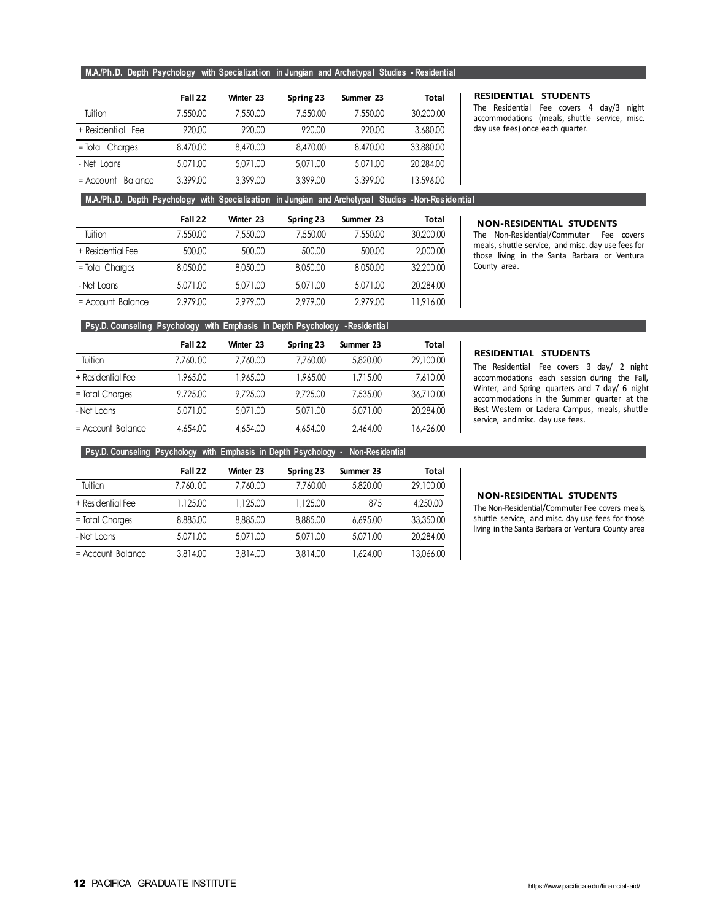## M.A./Ph.D. Depth Psychology with Specialization in Jungian and Archetypal Studies - Residential

| | Fall 22 | Winter 23 | Spring 23 | Summer 23 | Total |
|---|---|---|---|---|---|
| Tuition | 7,550.00 | 7,550.00 | 7,550.00 | 7,550.00 | 30,200.00 |
| + Residential Fee | 920.00 | 920.00 | 920.00 | 920.00 | 3,680.00 |
| = Total Charges | 8,470.00 | 8,470.00 | 8,470.00 | 8,470.00 | 33,880.00 |
| - Net Loans | 5,071.00 | 5,071.00 | 5,071.00 | 5,071.00 | 20,284.00 |
| = Account Balance | 3,399.00 | 3,399.00 | 3,399.00 | 3,399.00 | 13,596.00 |

**RESIDENTIAL STUDENTS**

The Residential Fee covers 4 day/3 night accommodations (meals, shuttle service, misc. day use fees) once each quarter.

## M.A./Ph.D. Depth Psychology with Specialization in Jungian and Archetypal Studies -Non-Residential

| | Fall 22 | Winter 23 | Spring 23 | Summer 23 | Total |
|---|---|---|---|---|---|
| Tuition | 7,550.00 | 7,550.00 | 7,550.00 | 7,550.00 | 30,200.00 |
| + Residential Fee | 500.00 | 500.00 | 500.00 | 500.00 | 2,000.00 |
| = Total Charges | 8,050.00 | 8,050.00 | 8,050.00 | 8,050.00 | 32,200.00 |
| - Net Loans | 5,071.00 | 5,071.00 | 5,071.00 | 5,071.00 | 20,284.00 |
| = Account Balance | 2,979.00 | 2,979.00 | 2,979.00 | 2,979.00 | 11,916.00 |

**NON-RESIDENTIAL STUDENTS**

The Non-Residential/Commuter Fee covers meals, shuttle service, and misc. day use fees for those living in the Santa Barbara or Ventura County area.

## Psy.D. Counseling Psychology with Emphasis in Depth Psychology - Residential

| | Fall 22 | Winter 23 | Spring 23 | Summer 23 | Total |
|---|---|---|---|---|---|
| Tuition | 7,760.00 | 7,760.00 | 7,760.00 | 5,820.00 | 29,100.00 |
| + Residential Fee | 1,965.00 | 1,965.00 | 1,965.00 | 1,715.00 | 7,610.00 |
| = Total Charges | 9,725.00 | 9,725.00 | 9,725.00 | 7,535.00 | 36,710.00 |
| - Net Loans | 5,071.00 | 5,071.00 | 5,071.00 | 5,071.00 | 20,284.00 |
| = Account Balance | 4,654.00 | 4,654.00 | 4,654.00 | 2,464.00 | 16,426.00 |

**RESIDENTIAL STUDENTS**

The Residential Fee covers 3 day/ 2 night accommodations each session during the Fall, Winter, and Spring quarters and 7 day/ 6 night accommodations in the Summer quarter at the Best Western or Ladera Campus, meals, shuttle service, and misc. day use fees.

## Psy.D. Counseling Psychology with Emphasis in Depth Psychology - Non-Residential

| | Fall 22 | Winter 23 | Spring 23 | Summer 23 | Total |
|---|---|---|---|---|---|
| Tuition | 7,760.00 | 7,760.00 | 7,760.00 | 5,820.00 | 29,100.00 |
| + Residential Fee | 1,125.00 | 1,125.00 | 1,125.00 | 875 | 4,250.00 |
| = Total Charges | 8,885.00 | 8,885.00 | 8,885.00 | 6,695.00 | 33,350.00 |
| - Net Loans | 5,071.00 | 5,071.00 | 5,071.00 | 5,071.00 | 20,284.00 |
| = Account Balance | 3,814.00 | 3,814.00 | 3,814.00 | 1,624.00 | 13,066.00 |

**NON-RESIDENTIAL STUDENTS**

The Non-Residential/Commuter Fee covers meals, shuttle service, and misc. day use fees for those living in the Santa Barbara or Ventura County area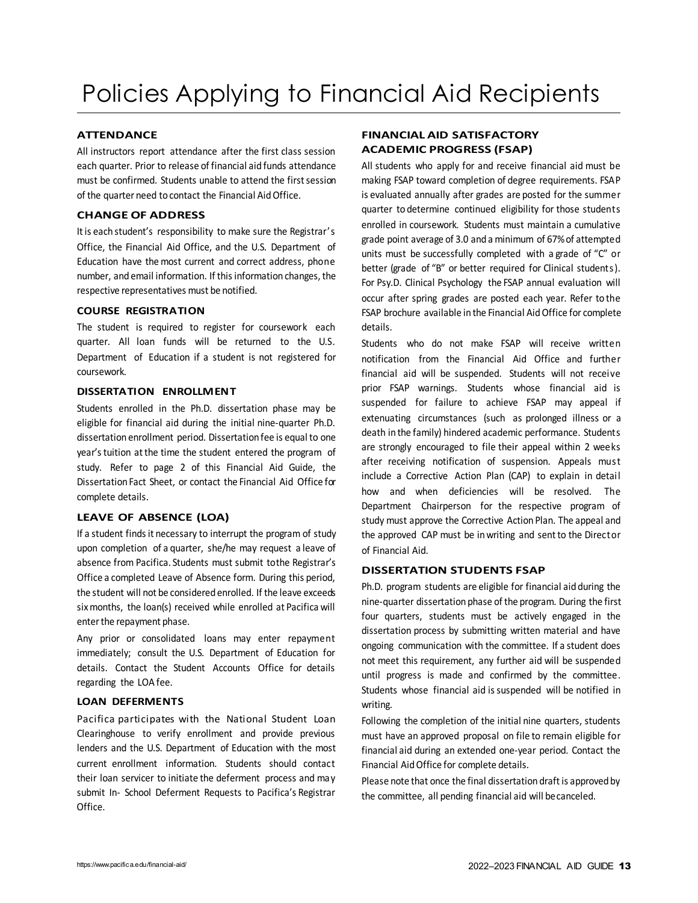# Policies Applying to Financial Aid Recipients

### ATTENDANCE

All instructors report attendance after the first class session each quarter. Prior to release of financial aid funds attendance must be confirmed. Students unable to attend the first session of the quarter need to contact the Financial Aid Office.

### CHANGE OF ADDRESS

It is each student's responsibility to make sure the Registrar's Office, the Financial Aid Office, and the U.S. Department of Education have the most current and correct address, phone number, and email information. If this information changes, the respective representatives must be notified.

### COURSE REGISTRATION

The student is required to register for coursework each quarter. All loan funds will be returned to the U.S. Department of Education if a student is not registered for coursework.

### DISSERTATION ENROLLMENT

Students enrolled in the Ph.D. dissertation phase may be eligible for financial aid during the initial nine-quarter Ph.D. dissertation enrollment period. Dissertation fee is equal to one year's tuition at the time the student entered the program of study. Refer to page 2 of this Financial Aid Guide, the Dissertation Fact Sheet, or contact the Financial Aid Office for complete details.

### LEAVE OF ABSENCE (LOA)

If a student finds it necessary to interrupt the program of study upon completion of a quarter, she/he may request a leave of absence from Pacifica. Students must submit to the Registrar's Office a completed Leave of Absence form. During this period, the student will not be considered enrolled. If the leave exceeds six months, the loan(s) received while enrolled at Pacifica will enter the repayment phase.

Any prior or consolidated loans may enter repayment immediately; consult the U.S. Department of Education for details. Contact the Student Accounts Office for details regarding the LOA fee.

### LOAN DEFERMENTS

Pacifica participates with the National Student Loan Clearinghouse to verify enrollment and provide previous lenders and the U.S. Department of Education with the most current enrollment information. Students should contact their loan servicer to initiate the deferment process and may submit In- School Deferment Requests to Pacifica's Registrar Office.

### FINANCIAL AID SATISFACTORY ACADEMIC PROGRESS (FSAP)

All students who apply for and receive financial aid must be making FSAP toward completion of degree requirements. FSAP is evaluated annually after grades are posted for the summer quarter to determine continued eligibility for those students enrolled in coursework. Students must maintain a cumulative grade point average of 3.0 and a minimum of 67% of attempted units must be successfully completed with a grade of "C" or better (grade of "B" or better required for Clinical students). For Psy.D. Clinical Psychology the FSAP annual evaluation will occur after spring grades are posted each year. Refer to the FSAP brochure available in the Financial Aid Office for complete details.

Students who do not make FSAP will receive written notification from the Financial Aid Office and further financial aid will be suspended. Students will not receive prior FSAP warnings. Students whose financial aid is suspended for failure to achieve FSAP may appeal if extenuating circumstances (such as prolonged illness or a death in the family) hindered academic performance. Students are strongly encouraged to file their appeal within 2 weeks after receiving notification of suspension. Appeals must include a Corrective Action Plan (CAP) to explain in detail how and when deficiencies will be resolved. The Department Chairperson for the respective program of study must approve the Corrective Action Plan. The appeal and the approved CAP must be in writing and sent to the Director of Financial Aid.

### DISSERTATION STUDENTS FSAP

Ph.D. program students are eligible for financial aid during the nine-quarter dissertation phase of the program. During the first four quarters, students must be actively engaged in the dissertation process by submitting written material and have ongoing communication with the committee. If a student does not meet this requirement, any further aid will be suspended until progress is made and confirmed by the committee. Students whose financial aid is suspended will be notified in writing.

Following the completion of the initial nine quarters, students must have an approved proposal on file to remain eligible for financial aid during an extended one-year period. Contact the Financial Aid Office for complete details.

Please note that once the final dissertation draft is approved by the committee, all pending financial aid will be canceled.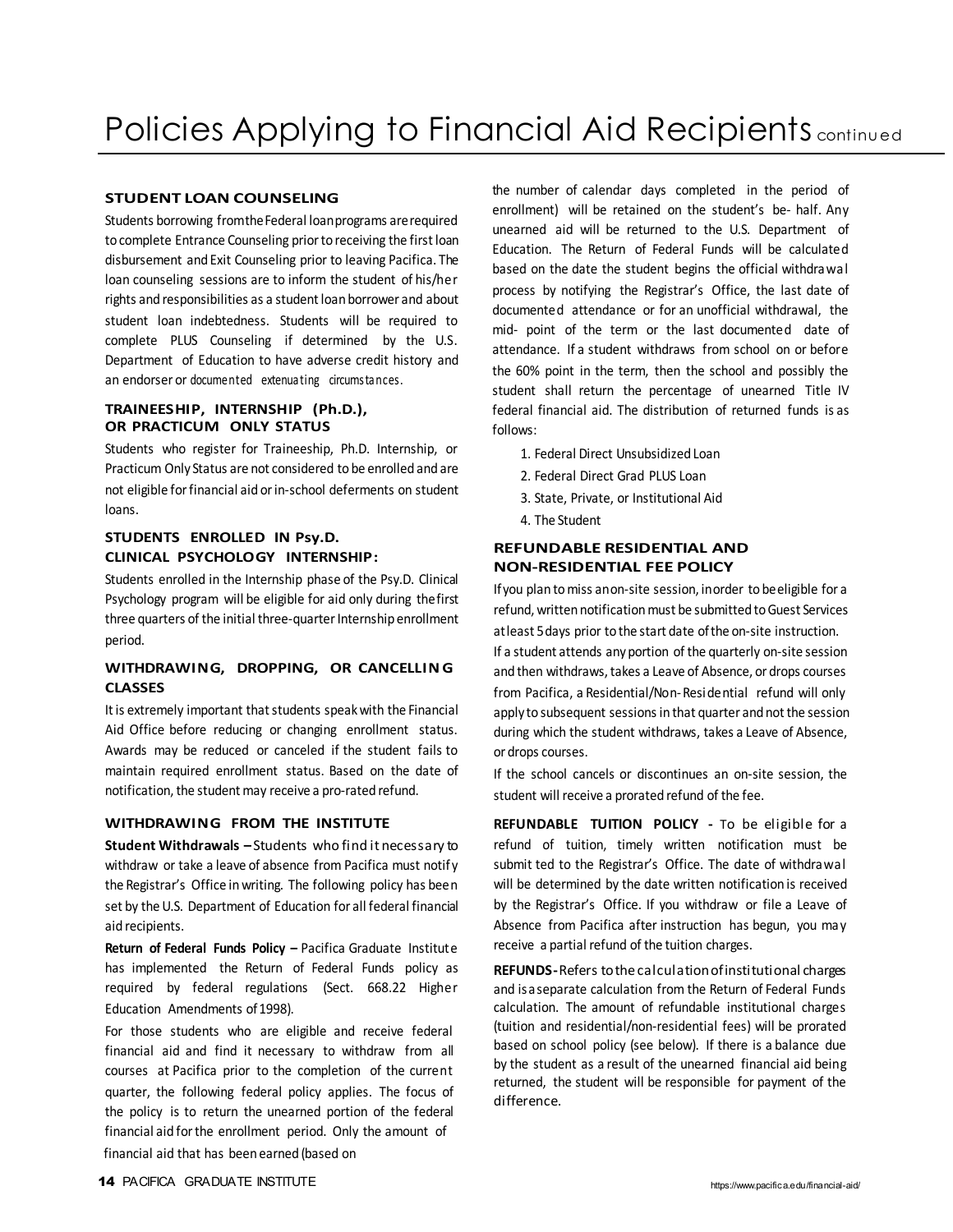# Policies Applying to Financial Aid Recipients continued

### STUDENT LOAN COUNSELING

Students borrowing from the Federal loan programs are required to complete Entrance Counseling prior to receiving the first loan disbursement and Exit Counseling prior to leaving Pacifica. The loan counseling sessions are to inform the student of his/her rights and responsibilities as a student loan borrower and about student loan indebtedness. Students will be required to complete PLUS Counseling if determined by the U.S. Department of Education to have adverse credit history and an endorser or documented extenuating circumstances.

### TRAINEESHIP, INTERNSHIP (Ph.D.), OR PRACTICUM ONLY STATUS

Students who register for Traineeship, Ph.D. Internship, or Practicum Only Status are not considered to be enrolled and are not eligible for financial aid or in-school deferments on student loans.

### STUDENTS ENROLLED IN Psy.D. CLINICAL PSYCHOLOGY INTERNSHIP:

Students enrolled in the Internship phase of the Psy.D. Clinical Psychology program will be eligible for aid only during the first three quarters of the initial three-quarter Internship enrollment period.

### WITHDRAWING, DROPPING, OR CANCELLING CLASSES

It is extremely important that students speak with the Financial Aid Office before reducing or changing enrollment status. Awards may be reduced or canceled if the student fails to maintain required enrollment status. Based on the date of notification, the student may receive a pro-rated refund.

### WITHDRAWING FROM THE INSTITUTE

**Student Withdrawals –** Students who find it necessary to withdraw or take a leave of absence from Pacifica must notify the Registrar's Office in writing. The following policy has been set by the U.S. Department of Education for all federal financial aid recipients.

**Return of Federal Funds Policy –** Pacifica Graduate Institute has implemented the Return of Federal Funds policy as required by federal regulations (Sect. 668.22 Higher Education Amendments of 1998).

For those students who are eligible and receive federal financial aid and find it necessary to withdraw from all courses at Pacifica prior to the completion of the current quarter, the following federal policy applies. The focus of the policy is to return the unearned portion of the federal financial aid for the enrollment period. Only the amount of financial aid that has been earned (based on the number of calendar days completed in the period of enrollment) will be retained on the student's be- half. Any unearned aid will be returned to the U.S. Department of Education. The Return of Federal Funds will be calculated based on the date the student begins the official withdrawal process by notifying the Registrar's Office, the last date of documented attendance or for an unofficial withdrawal, the mid- point of the term or the last documented date of attendance. If a student withdraws from school on or before the 60% point in the term, then the school and possibly the student shall return the percentage of unearned Title IV federal financial aid. The distribution of returned funds is as follows:

1. Federal Direct Unsubsidized Loan
2. Federal Direct Grad PLUS Loan
3. State, Private, or Institutional Aid
4. The Student

### REFUNDABLE RESIDENTIAL AND NON-RESIDENTIAL FEE POLICY

If you plan to miss an on-site session, in order to be eligible for a refund, written notification must be submitted to Guest Services at least 5 days prior to the start date of the on-site instruction.

If a student attends any portion of the quarterly on-site session and then withdraws, takes a Leave of Absence, or drops courses from Pacifica, a Residential/Non-Residential refund will only apply to subsequent sessions in that quarter and not the session during which the student withdraws, takes a Leave of Absence, or drops courses.

If the school cancels or discontinues an on-site session, the student will receive a prorated refund of the fee.

**REFUNDABLE TUITION POLICY -** To be eligible for a refund of tuition, timely written notification must be submit ted to the Registrar's Office. The date of withdrawal will be determined by the date written notification is received by the Registrar's Office. If you withdraw or file a Leave of Absence from Pacifica after instruction has begun, you may receive a partial refund of the tuition charges.

**REFUNDS -** Refers to the calculation of institutional charges and is a separate calculation from the Return of Federal Funds calculation. The amount of refundable institutional charges (tuition and residential/non-residential fees) will be prorated based on school policy (see below). If there is a balance due by the student as a result of the unearned financial aid being returned, the student will be responsible for payment of the difference.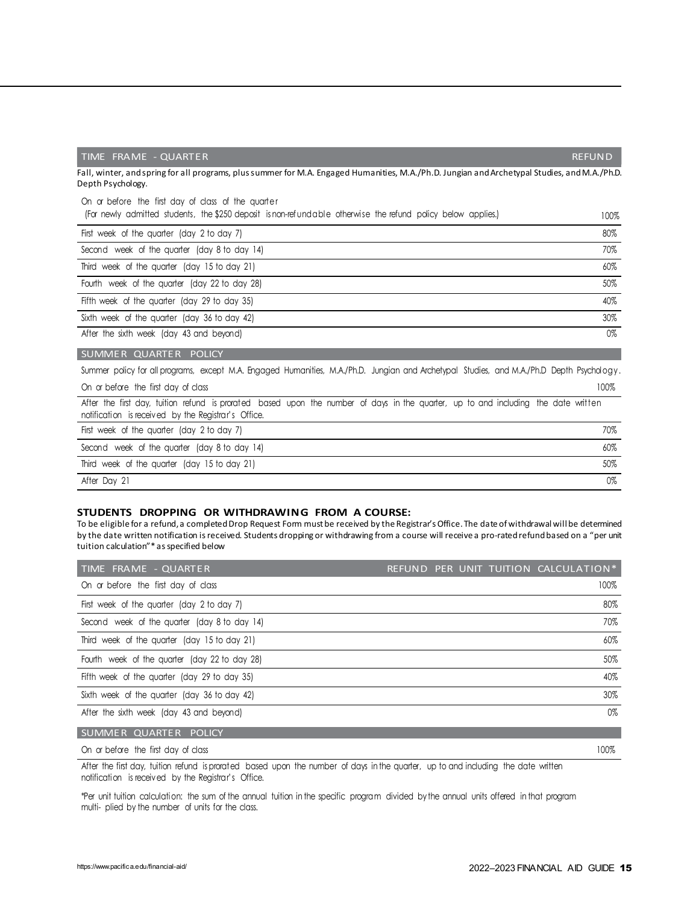| TIME FRAME - QUARTER | REFUND |
|---|---|
| Fall, winter, and spring for all programs, plus summer for M.A. Engaged Humanities, M.A./Ph.D. Jungian and Archetypal Studies, and M.A./Ph.D. Depth Psychology. | |
| On or before the first day of class of the quarter (For newly admitted students, the $250 deposit is non-refundable otherwise the refund policy below applies.) | 100% |
| First week of the quarter (day 2 to day 7) | 80% |
| Second week of the quarter (day 8 to day 14) | 70% |
| Third week of the quarter (day 15 to day 21) | 60% |
| Fourth week of the quarter (day 22 to day 28) | 50% |
| Fifth week of the quarter (day 29 to day 35) | 40% |
| Sixth week of the quarter (day 36 to day 42) | 30% |
| After the sixth week (day 43 and beyond) | 0% |
| **SUMMER QUARTER POLICY** | |
| Summer policy for all programs, except M.A. Engaged Humanities, M.A./Ph.D. Jungian and Archetypal Studies, and M.A./Ph.D Depth Psychology. | |
| On or before the first day of class | 100% |
| After the first day, tuition refund is prorated based upon the number of days in the quarter, up to and including the date written notification is received by the Registrar's Office. | |
| First week of the quarter (day 2 to day 7) | 70% |
| Second week of the quarter (day 8 to day 14) | 60% |
| Third week of the quarter (day 15 to day 21) | 50% |
| After Day 21 | 0% |

## STUDENTS DROPPING OR WITHDRAWING FROM A COURSE:

To be eligible for a refund, a completed Drop Request Form must be received by the Registrar's Office. The date of withdrawal will be determined by the date written notification is received. Students dropping or withdrawing from a course will receive a pro-rated refund based on a "per unit tuition calculation"* as specified below

| TIME FRAME - QUARTER | REFUND PER UNIT TUITION CALCULATION* |
|---|---|
| On or before the first day of class | 100% |
| First week of the quarter (day 2 to day 7) | 80% |
| Second week of the quarter (day 8 to day 14) | 70% |
| Third week of the quarter (day 15 to day 21) | 60% |
| Fourth week of the quarter (day 22 to day 28) | 50% |
| Fifth week of the quarter (day 29 to day 35) | 40% |
| Sixth week of the quarter (day 36 to day 42) | 30% |
| After the sixth week (day 43 and beyond) | 0% |
| **SUMMER QUARTER POLICY** | |
| On or before the first day of class | 100% |

After the first day, tuition refund is prorated based upon the number of days in the quarter, up to and including the date written notification is received by the Registrar's Office.

*Per unit tuition calculation: the sum of the annual tuition in the specific program divided by the annual units offered in that program multi- plied by the number of units for the class.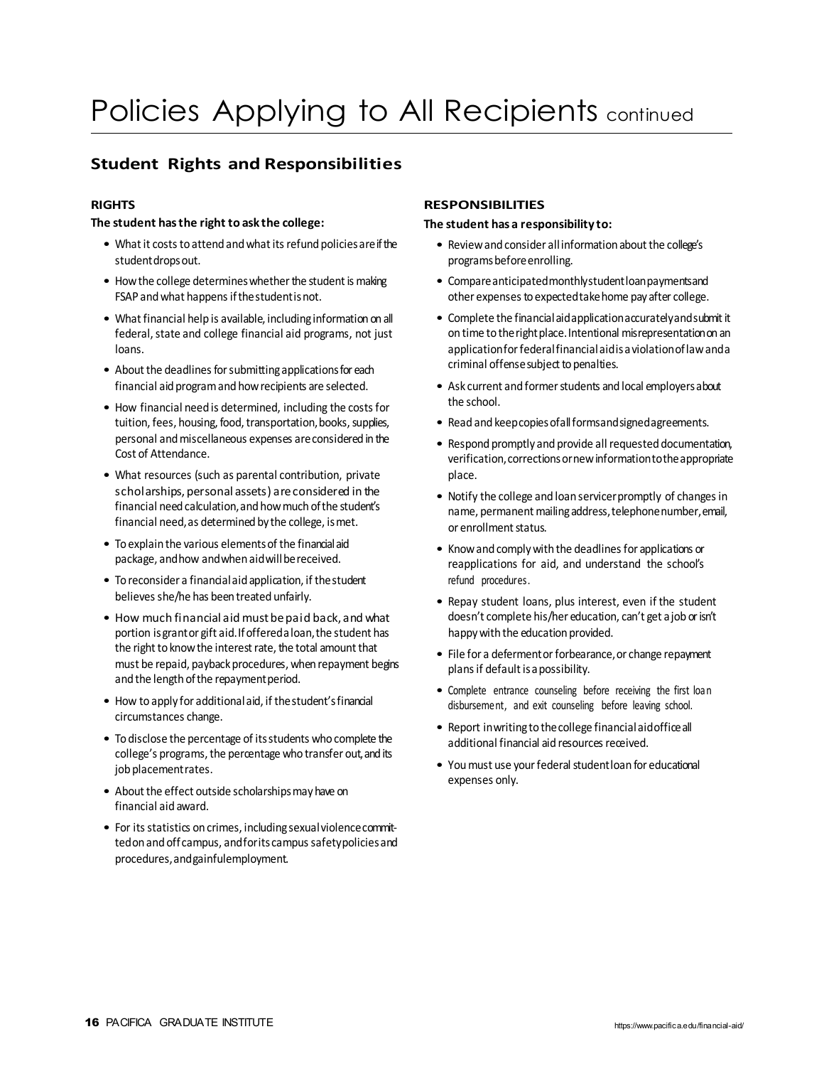# Policies Applying to All Recipients continued

## Student Rights and Responsibilities

### RIGHTS

**The student has the right to ask the college:**

- What it costs to attend and what its refund policies are if the student drops out.
- How the college determines whether the student is making FSAP and what happens if the student is not.
- What financial help is available, including information on all federal, state and college financial aid programs, not just loans.
- About the deadlines for submitting applications for each financial aid program and how recipients are selected.
- How financial need is determined, including the costs for tuition, fees, housing, food, transportation, books, supplies, personal and miscellaneous expenses are considered in the Cost of Attendance.
- What resources (such as parental contribution, private scholarships, personal assets) are considered in the financial need calculation, and how much of the student's financial need, as determined by the college, is met.
- To explain the various elements of the financial aid package, and how and when aid will be received.
- To reconsider a financial aid application, if the student believes she/he has been treated unfairly.
- How much financial aid must be paid back, and what portion is grant or gift aid. If offered a loan, the student has the right to know the interest rate, the total amount that must be repaid, payback procedures, when repayment begins and the length of the repayment period.
- How to apply for additional aid, if the student's financial circumstances change.
- To disclose the percentage of its students who complete the college's programs, the percentage who transfer out, and its job placement rates.
- About the effect outside scholarships may have on financial aid award.
- For its statistics on crimes, including sexual violence committed on and off campus, and for its campus safety policies and procedures, and gainful employment.

### RESPONSIBILITIES

**The student has a responsibility to:**

- Review and consider all information about the college's programs before enrolling.
- Compare anticipated monthly student loan payments and other expenses to expected take home pay after college.
- Complete the financial aid application accurately and submit it on time to the right place. Intentional misrepresentation on an application for federal financial aid is a violation of law and a criminal offense subject to penalties.
- Ask current and former students and local employers about the school.
- Read and keep copies of all forms and signed agreements.
- Respond promptly and provide all requested documentation, verification, corrections or new information to the appropriate place.
- Notify the college and loan servicer promptly of changes in name, permanent mailing address, telephone number, email, or enrollment status.
- Know and comply with the deadlines for applications or reapplications for aid, and understand the school's refund procedures.
- Repay student loans, plus interest, even if the student doesn't complete his/her education, can't get a job or isn't happy with the education provided.
- File for a deferment or forbearance, or change repayment plans if default is a possibility.
- Complete entrance counseling before receiving the first loan disbursement, and exit counseling before leaving school.
- Report in writing to the college financial aid office all additional financial aid resources received.
- You must use your federal student loan for educational expenses only.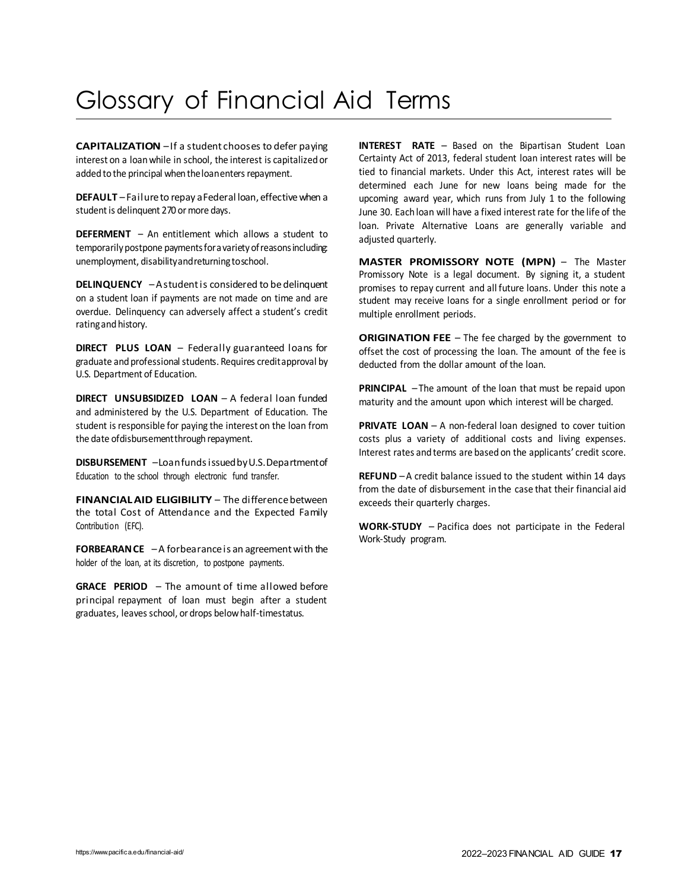# Glossary of Financial Aid Terms

**CAPITALIZATION** – If a student chooses to defer paying interest on a loan while in school, the interest is capitalized or added to the principal when the loan enters repayment.

**DEFAULT** – Failure to repay a Federal loan, effective when a student is delinquent 270 or more days.

**DEFERMENT** – An entitlement which allows a student to temporarily postpone payments for a variety of reasons including: unemployment, disability and returning to school.

**DELINQUENCY** – A student is considered to be delinquent on a student loan if payments are not made on time and are overdue. Delinquency can adversely affect a student's credit rating and history.

**DIRECT PLUS LOAN** – Federally guaranteed loans for graduate and professional students. Requires credit approval by U.S. Department of Education.

**DIRECT UNSUBSIDIZED LOAN** – A federal loan funded and administered by the U.S. Department of Education. The student is responsible for paying the interest on the loan from the date of disbursement through repayment.

**DISBURSEMENT** – Loan funds issued by U.S. Department of Education to the school through electronic fund transfer.

**FINANCIAL AID ELIGIBILITY** – The difference between the total Cost of Attendance and the Expected Family Contribution (EFC).

**FORBEARANCE** – A forbearance is an agreement with the holder of the loan, at its discretion, to postpone payments.

**GRACE PERIOD** – The amount of time allowed before principal repayment of loan must begin after a student graduates, leaves school, or drops below half-time status.

**INTEREST RATE** – Based on the Bipartisan Student Loan Certainty Act of 2013, federal student loan interest rates will be tied to financial markets. Under this Act, interest rates will be determined each June for new loans being made for the upcoming award year, which runs from July 1 to the following June 30. Each loan will have a fixed interest rate for the life of the loan. Private Alternative Loans are generally variable and adjusted quarterly.

**MASTER PROMISSORY NOTE (MPN)** – The Master Promissory Note is a legal document. By signing it, a student promises to repay current and all future loans. Under this note a student may receive loans for a single enrollment period or for multiple enrollment periods.

**ORIGINATION FEE** – The fee charged by the government to offset the cost of processing the loan. The amount of the fee is deducted from the dollar amount of the loan.

**PRINCIPAL** – The amount of the loan that must be repaid upon maturity and the amount upon which interest will be charged.

**PRIVATE LOAN** – A non-federal loan designed to cover tuition costs plus a variety of additional costs and living expenses. Interest rates and terms are based on the applicants' credit score.

**REFUND** – A credit balance issued to the student within 14 days from the date of disbursement in the case that their financial aid exceeds their quarterly charges.

**WORK-STUDY** – Pacifica does not participate in the Federal Work-Study program.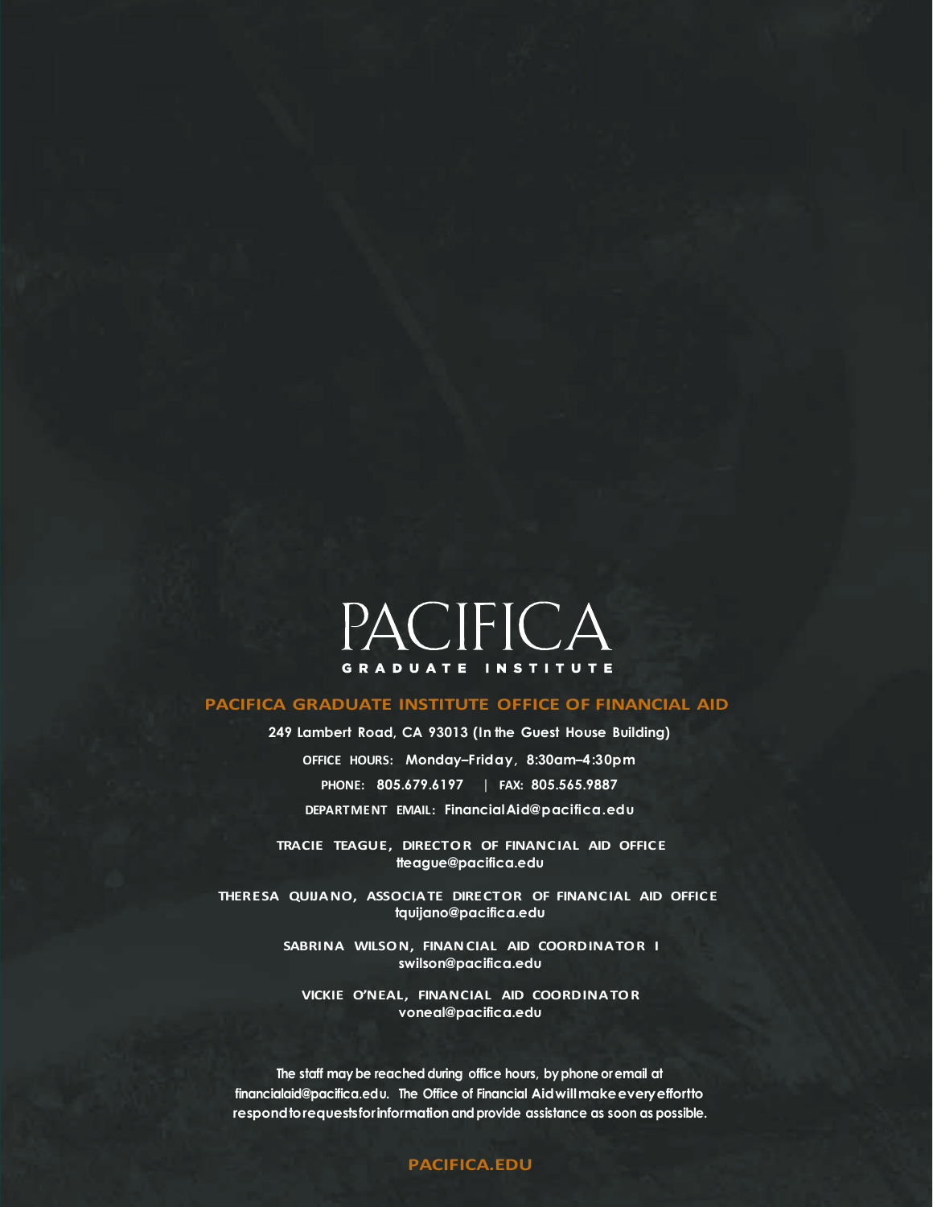PACIFICA

GRADUATE INSTITUTE

## PACIFICA GRADUATE INSTITUTE OFFICE OF FINANCIAL AID

249 Lambert Road, CA 93013 (In the Guest House Building)

OFFICE HOURS: Monday–Friday, 8:30am–4:30pm

PHONE: 805.679.6197 | FAX: 805.565.9887

DEPARTMENT EMAIL: FinancialAid@pacifica.edu

TRACIE TEAGUE, DIRECTOR OF FINANCIAL AID OFFICE
tteague@pacifica.edu

THERESA QUIJANO, ASSOCIATE DIRECTOR OF FINANCIAL AID OFFICE
tquijano@pacifica.edu

SABRINA WILSON, FINANCIAL AID COORDINATOR I
swilson@pacifica.edu

VICKIE O'NEAL, FINANCIAL AID COORDINATOR
voneal@pacifica.edu

The staff may be reached during office hours, by phone or email at financialaid@pacifica.edu. The Office of Financial Aid will make every effort to respond to requests for information and provide assistance as soon as possible.

PACIFICA.EDU